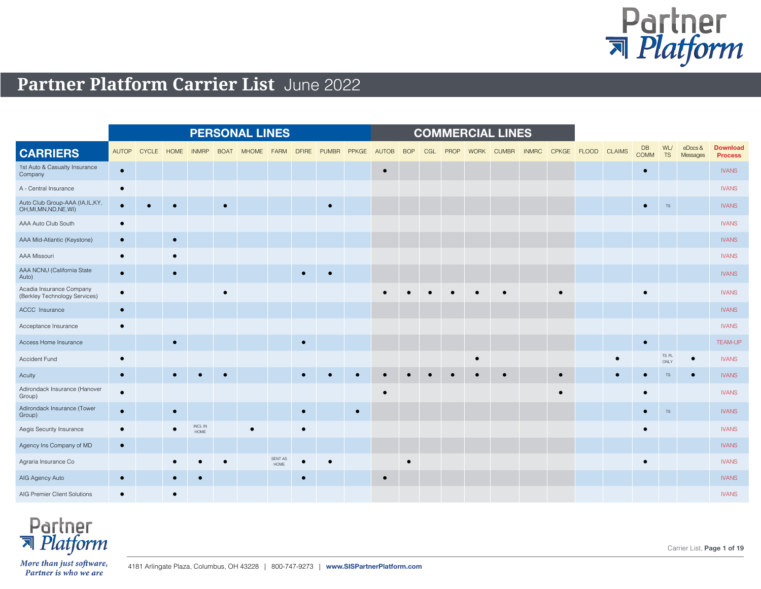# Partner Platform Carrier List June 2022

| | PERSONAL LINES | | | | | | | | | | COMMERCIAL LINES | | | | | | | | | | | | | |
|---|---|---|---|---|---|---|---|---|---|---|---|---|---|---|---|---|---|---|---|---|---|---|---|---|
| **CARRIERS** | AUTOP | CYCLE | HOME | INMRP | BOAT | MHOME | FARM | DFIRE | PUMBR | PPKGE | AUTOB | BOP | CGL | PROP | WORK | CUMBR | INMRC | CPKGE | FLOOD | CLAIMS | DB COMM | WL/ TS | eDocs & Messages | Download Process |
| 1st Auto & Casualty Insurance Company | ● | | | | | | | | | | ● | | | | | | | | | | ● | | | IVANS |
| A - Central Insurance | ● | | | | | | | | | | | | | | | | | | | | | | | IVANS |
| Auto Club Group-AAA (IA,IL,KY, OH,MI,MN,ND,NE,WI) | ● | ● | ● | | ● | | | | ● | | | | | | | | | | | | ● | TS | | IVANS |
| AAA Auto Club South | ● | | | | | | | | | | | | | | | | | | | | | | | IVANS |
| AAA Mid-Atlantic (Keystone) | ● | | ● | | | | | | | | | | | | | | | | | | | | | IVANS |
| AAA Missouri | ● | | ● | | | | | | | | | | | | | | | | | | | | | IVANS |
| AAA NCNU (California State Auto) | ● | | ● | | | | | ● | ● | | | | | | | | | | | | | | | IVANS |
| Acadia Insurance Company (Berkley Technology Services) | ● | | | | ● | | | | | | ● | ● | ● | ● | ● | ● | | ● | | | ● | | | IVANS |
| ACCC Insurance | ● | | | | | | | | | | | | | | | | | | | | | | | IVANS |
| Acceptance Insurance | ● | | | | | | | | | | | | | | | | | | | | | | | IVANS |
| Access Home Insurance | | | ● | | | | | ● | | | | | | | | | | | | | ● | | | TEAM-UP |
| Accident Fund | ● | | | | | | | | | | | | | | ● | | | | | ● | | TS PL ONLY | ● | IVANS |
| Acuity | ● | | ● | ● | ● | | | ● | ● | ● | ● | ● | ● | ● | ● | ● | | ● | | ● | ● | TS | ● | IVANS |
| Adirondack Insurance (Hanover Group) | ● | | | | | | | | | | ● | | | | | | | ● | | | ● | | | IVANS |
| Adirondack Insurance (Tower Group) | ● | | ● | | | | | ● | | ● | | | | | | | | | | | ● | TS | | IVANS |
| Aegis Security Insurance | ● | | ● | INCL IN HOME | | ● | | ● | | | | | | | | | | | | | ● | | | IVANS |
| Agency Ins Company of MD | ● | | | | | | | | | | | | | | | | | | | | | | | IVANS |
| Agraria Insurance Co | | | ● | ● | ● | | SENT AS HOME | ● | ● | | | ● | | | | | | | | | ● | | | IVANS |
| AIG Agency Auto | ● | | ● | ● | | | | ● | | | ● | | | | | | | | | | | | | IVANS |
| AIG Premier Client Solutions | ● | | ● | | | | | | | | | | | | | | | | | | | | | IVANS |

4181 Arlingate Plaza, Columbus, OH 43228 | 800-747-9273 | **www.SISPartnerPlatform.com**

*More than just software, Partner is who we are*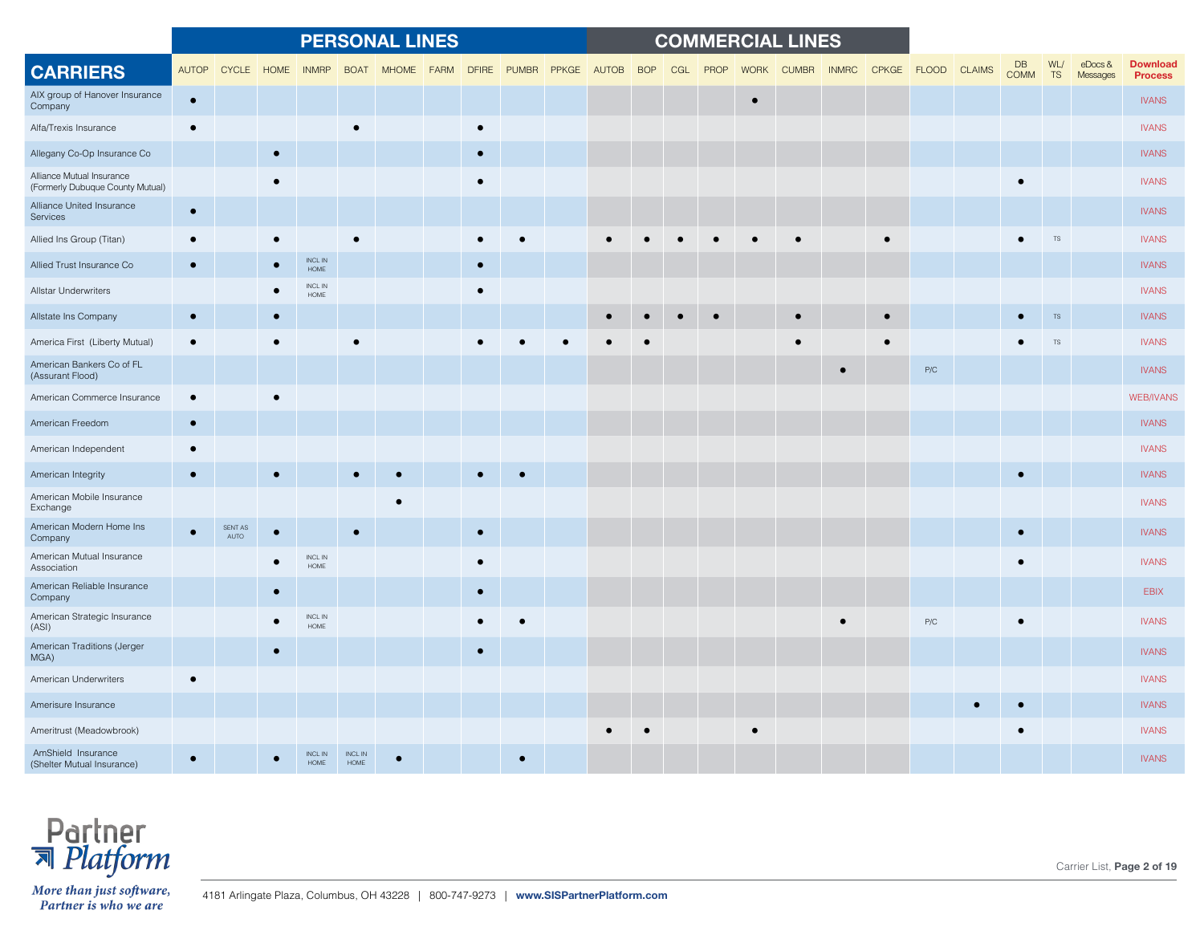| | PERSONAL LINES | | | | | | | | | | COMMERCIAL LINES | | | | | | | | | | | | | | |
|---|---|---|---|---|---|---|---|---|---|---|---|---|---|---|---|---|---|---|---|---|---|---|---|---|---|
| **CARRIERS** | AUTOP | CYCLE | HOME | INMRP | BOAT | MHOME | FARM | DFIRE | PUMBR | PPKGE | AUTOB | BOP | CGL | PROP | WORK | CUMBR | INMRC | CPKGE | FLOOD | CLAIMS | DB COMM | WL/ TS | eDocs & Messages | **Download Process** |
| AIX group of Hanover Insurance Company | ● | | | | | | | | | | | | | | ● | | | | | | | | | IVANS |
| Alfa/Trexis Insurance | ● | | | | ● | | | ● | | | | | | | | | | | | | | | | IVANS |
| Allegany Co-Op Insurance Co | | | ● | | | | | ● | | | | | | | | | | | | | | | | IVANS |
| Alliance Mutual Insurance (Formerly Dubuque County Mutual) | | | ● | | | | | ● | | | | | | | | | | | | | ● | | | IVANS |
| Alliance United Insurance Services | ● | | | | | | | | | | | | | | | | | | | | | | | IVANS |
| Allied Ins Group (Titan) | ● | | ● | | ● | | | ● | ● | | ● | ● | ● | ● | ● | ● | | ● | | | ● | TS | | IVANS |
| Allied Trust Insurance Co | ● | | ● | INCL IN HOME | | | | ● | | | | | | | | | | | | | | | | IVANS |
| Allstar Underwriters | | | ● | INCL IN HOME | | | | ● | | | | | | | | | | | | | | | | IVANS |
| Allstate Ins Company | ● | | ● | | | | | | | | ● | ● | ● | ● | | ● | | ● | | | ● | TS | | IVANS |
| America First (Liberty Mutual) | ● | | ● | | ● | | | ● | ● | ● | ● | ● | | | | ● | | ● | | | ● | TS | | IVANS |
| American Bankers Co of FL (Assurant Flood) | | | | | | | | | | | | | | | | | ● | | P/C | | | | | IVANS |
| American Commerce Insurance | ● | | ● | | | | | | | | | | | | | | | | | | | | | WEB/IVANS |
| American Freedom | ● | | | | | | | | | | | | | | | | | | | | | | | IVANS |
| American Independent | ● | | | | | | | | | | | | | | | | | | | | | | | IVANS |
| American Integrity | ● | | ● | | ● | ● | | ● | ● | | | | | | | | | | | | ● | | | IVANS |
| American Mobile Insurance Exchange | | | | | | ● | | | | | | | | | | | | | | | | | | IVANS |
| American Modern Home Ins Company | ● | SENT AS AUTO | ● | | ● | | | ● | | | | | | | | | | | | | ● | | | IVANS |
| American Mutual Insurance Association | | | ● | INCL IN HOME | | | | ● | | | | | | | | | | | | | ● | | | IVANS |
| American Reliable Insurance Company | | | ● | | | | | ● | | | | | | | | | | | | | | | | EBIX |
| American Strategic Insurance (ASI) | | | ● | INCL IN HOME | | | | ● | ● | | | | | | | | ● | | P/C | | ● | | | IVANS |
| American Traditions (Jerger MGA) | | | ● | | | | | ● | | | | | | | | | | | | | | | | IVANS |
| American Underwriters | ● | | | | | | | | | | | | | | | | | | | | | | | IVANS |
| Amerisure Insurance | | | | | | | | | | | | | | | | | | | | ● | ● | | | IVANS |
| Ameritrust (Meadowbrook) | | | | | | | | | | | ● | ● | | | ● | | | | | | ● | | | IVANS |
| AmShield Insurance (Shelter Mutual Insurance) | ● | | ● | INCL IN HOME | INCL IN HOME | ● | | | ● | | | | | | | | | | | | | | | IVANS |

Partner Platform

*More than just software, Partner is who we are*

4181 Arlingate Plaza, Columbus, OH 43228 | 800-747-9273 | **www.SISPartnerPlatform.com**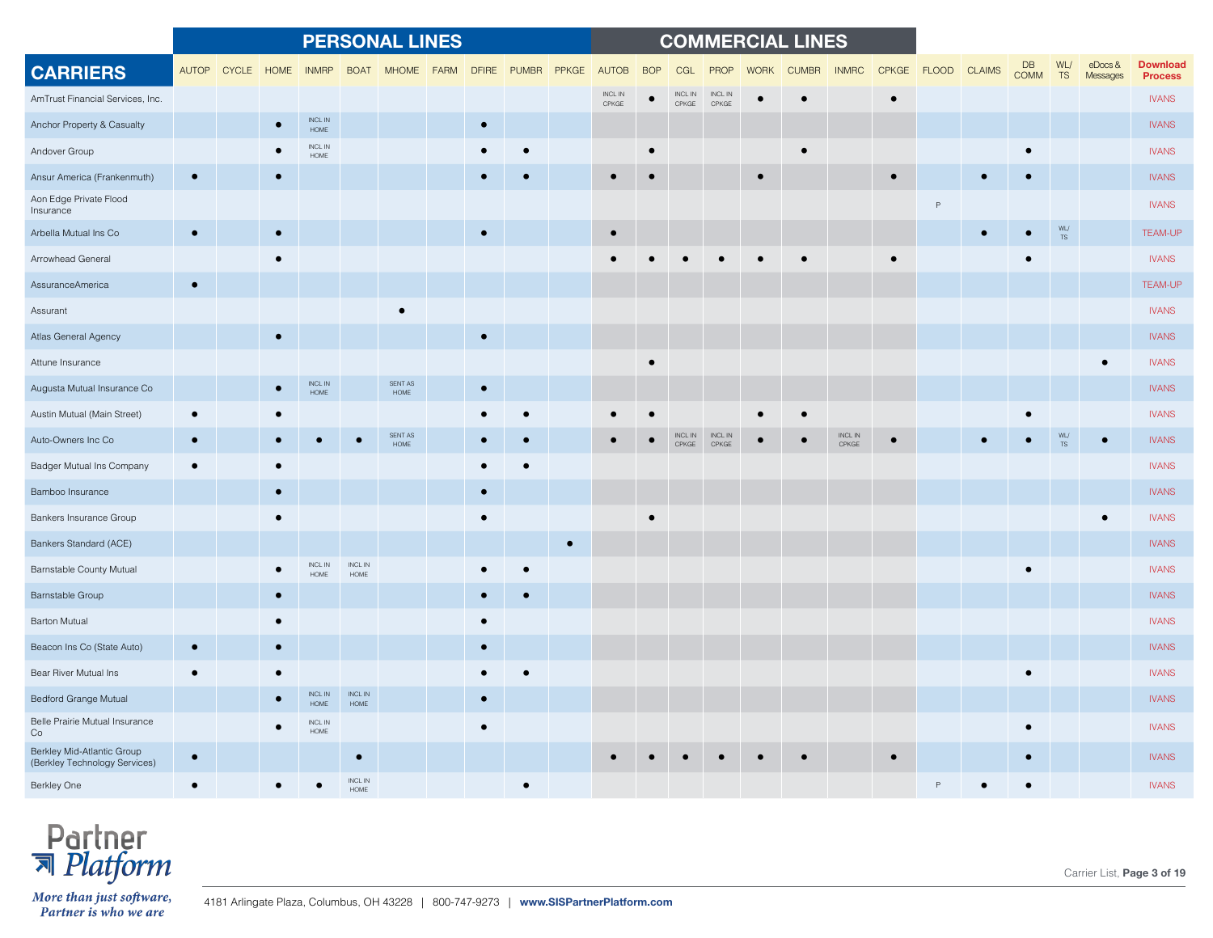| CARRIERS | PERSONAL LINES | | | | | | | | | | COMMERCIAL LINES | | | | | | | | | | | | | | |
|---|---|---|---|---|---|---|---|---|---|---|---|---|---|---|---|---|---|---|---|---|---|---|---|---|---|
| | AUTOP | CYCLE | HOME | INMRP | BOAT | MHOME | FARM | DFIRE | PUMBR | PPKGE | AUTOB | BOP | CGL | PROP | WORK | CUMBR | INMRC | CPKGE | FLOOD | CLAIMS | DB COMM | WL/ TS | eDocs & Messages | Download Process |
| AmTrust Financial Services, Inc. | | | | | | | | | | | INCL IN CPKGE | ● | INCL IN CPKGE | INCL IN CPKGE | ● | ● | | ● | | | | | | IVANS |
| Anchor Property & Casualty | | | ● | INCL IN HOME | | | | ● | | | | | | | | | | | | | | | | IVANS |
| Andover Group | | | ● | INCL IN HOME | | | | ● | ● | | | ● | | | | ● | | | | | ● | | | IVANS |
| Ansur America (Frankenmuth) | ● | | ● | | | | | ● | ● | | ● | ● | | | ● | | | ● | | ● | ● | | | IVANS |
| Aon Edge Private Flood Insurance | | | | | | | | | | | | | | | | | | | P | | | | | IVANS |
| Arbella Mutual Ins Co | ● | | ● | | | | | ● | | | ● | | | | | | | | | ● | ● | WL/ TS | | TEAM-UP |
| Arrowhead General | | | ● | | | | | | | | ● | ● | ● | ● | ● | ● | | ● | | | ● | | | IVANS |
| AssuranceAmerica | ● | | | | | | | | | | | | | | | | | | | | | | | TEAM-UP |
| Assurant | | | | | | ● | | | | | | | | | | | | | | | | | | IVANS |
| Atlas General Agency | | | ● | | | | | ● | | | | | | | | | | | | | | | | IVANS |
| Attune Insurance | | | | | | | | | | | | ● | | | | | | | | | | | ● | IVANS |
| Augusta Mutual Insurance Co | | | ● | INCL IN HOME | | SENT AS HOME | | ● | | | | | | | | | | | | | | | | IVANS |
| Austin Mutual (Main Street) | ● | | ● | | | | | ● | ● | | ● | ● | | | ● | ● | | | | | ● | | | IVANS |
| Auto-Owners Inc Co | ● | | ● | ● | ● | SENT AS HOME | | ● | ● | | ● | ● | INCL IN CPKGE | INCL IN CPKGE | ● | ● | INCL IN CPKGE | ● | | ● | ● | WL/ TS | ● | IVANS |
| Badger Mutual Ins Company | ● | | ● | | | | | ● | ● | | | | | | | | | | | | | | | IVANS |
| Bamboo Insurance | | | ● | | | | | ● | | | | | | | | | | | | | | | | IVANS |
| Bankers Insurance Group | | | ● | | | | | ● | | | | ● | | | | | | | | | | | ● | IVANS |
| Bankers Standard (ACE) | | | | | | | | | | ● | | | | | | | | | | | | | | IVANS |
| Barnstable County Mutual | | | ● | INCL IN HOME | INCL IN HOME | | | ● | ● | | | | | | | | | | | | ● | | | IVANS |
| Barnstable Group | | | ● | | | | | ● | ● | | | | | | | | | | | | | | | IVANS |
| Barton Mutual | | | ● | | | | | ● | | | | | | | | | | | | | | | | IVANS |
| Beacon Ins Co (State Auto) | ● | | ● | | | | | ● | | | | | | | | | | | | | | | | IVANS |
| Bear River Mutual Ins | ● | | ● | | | | | ● | ● | | | | | | | | | | | | ● | | | IVANS |
| Bedford Grange Mutual | | | ● | INCL IN HOME | INCL IN HOME | | | ● | | | | | | | | | | | | | | | | IVANS |
| Belle Prairie Mutual Insurance Co | | | ● | INCL IN HOME | | | | ● | | | | | | | | | | | | | ● | | | IVANS |
| Berkley Mid-Atlantic Group (Berkley Technology Services) | ● | | | | ● | | | | | | ● | ● | ● | ● | ● | ● | | ● | | | ● | | | IVANS |
| Berkley One | ● | | ● | ● | INCL IN HOME | | | | ● | | | | | | | | | | P | ● | ● | | | IVANS |

Partner Platform

*More than just software, Partner is who we are*

4181 Arlingate Plaza, Columbus, OH 43228 | 800-747-9273 | **www.SISPartnerPlatform.com**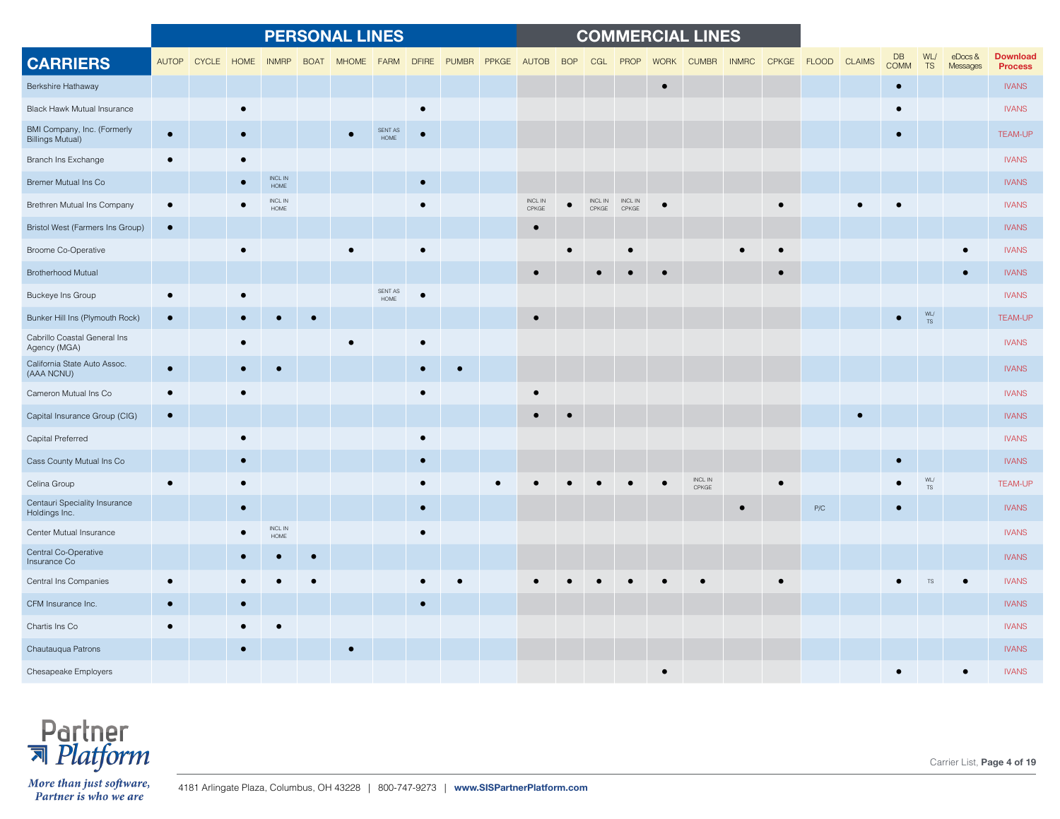| CARRIERS | PERSONAL LINES | | | | | | | | | | COMMERCIAL LINES | | | | | | | | | | | | | | |
|---|---|---|---|---|---|---|---|---|---|---|---|---|---|---|---|---|---|---|---|---|---|---|---|---|---|
| | AUTOP | CYCLE | HOME | INMRP | BOAT | MHOME | FARM | DFIRE | PUMBR | PPKGE | AUTOB | BOP | CGL | PROP | WORK | CUMBR | INMRC | CPKGE | FLOOD | CLAIMS | DB COMM | WL/ TS | eDocs & Messages | Download Process |
| Berkshire Hathaway | | | | | | | | | | | | | | | ● | | | | | | ● | | | IVANS |
| Black Hawk Mutual Insurance | | | ● | | | | | ● | | | | | | | | | | | | | ● | | | IVANS |
| BMI Company, Inc. (Formerly Billings Mutual) | ● | | ● | | | ● | SENT AS HOME | ● | | | | | | | | | | | | | ● | | | TEAM-UP |
| Branch Ins Exchange | ● | | ● | | | | | | | | | | | | | | | | | | | | | IVANS |
| Bremer Mutual Ins Co | | | ● | INCL IN HOME | | | | ● | | | | | | | | | | | | | | | | IVANS |
| Brethren Mutual Ins Company | ● | | ● | INCL IN HOME | | | | ● | | | INCL IN CPKGE | ● | INCL IN CPKGE | INCL IN CPKGE | ● | | | ● | | ● | ● | | | IVANS |
| Bristol West (Farmers Ins Group) | ● | | | | | | | | | | ● | | | | | | | | | | | | | IVANS |
| Broome Co-Operative | | | ● | | | ● | | ● | | | | ● | | ● | | | ● | ● | | | | | ● | IVANS |
| Brotherhood Mutual | | | | | | | | | | | ● | | ● | ● | ● | | | ● | | | | | ● | IVANS |
| Buckeye Ins Group | ● | | ● | | | | SENT AS HOME | ● | | | | | | | | | | | | | | | | IVANS |
| Bunker Hill Ins (Plymouth Rock) | ● | | ● | ● | ● | | | | | | ● | | | | | | | | | | ● | WL/ TS | | TEAM-UP |
| Cabrillo Coastal General Ins Agency (MGA) | | | ● | | | ● | | ● | | | | | | | | | | | | | | | | IVANS |
| California State Auto Assoc. (AAA NCNU) | ● | | ● | ● | | | | ● | ● | | | | | | | | | | | | | | | IVANS |
| Cameron Mutual Ins Co | ● | | ● | | | | | ● | | | ● | | | | | | | | | | | | | IVANS |
| Capital Insurance Group (CIG) | ● | | | | | | | | | | ● | ● | | | | | | | | ● | | | | IVANS |
| Capital Preferred | | | ● | | | | | ● | | | | | | | | | | | | | | | | IVANS |
| Cass County Mutual Ins Co | | | ● | | | | | ● | | | | | | | | | | | | | ● | | | IVANS |
| Celina Group | ● | | ● | | | | | ● | | ● | ● | ● | ● | ● | ● | INCL IN CPKGE | | ● | | | ● | WL/ TS | | TEAM-UP |
| Centauri Speciality Insurance Holdings Inc. | | | ● | | | | | ● | | | | | | | | | ● | | P/C | | ● | | | IVANS |
| Center Mutual Insurance | | | ● | INCL IN HOME | | | | ● | | | | | | | | | | | | | | | | IVANS |
| Central Co-Operative Insurance Co | | | ● | ● | ● | | | | | | | | | | | | | | | | | | | IVANS |
| Central Ins Companies | ● | | ● | ● | ● | | | ● | ● | | ● | ● | ● | ● | ● | ● | | ● | | | ● | TS | ● | IVANS |
| CFM Insurance Inc. | ● | | ● | | | | | ● | | | | | | | | | | | | | | | | IVANS |
| Chartis Ins Co | ● | | ● | ● | | | | | | | | | | | | | | | | | | | | IVANS |
| Chautauqua Patrons | | | ● | | | ● | | | | | | | | | | | | | | | | | | IVANS |
| Chesapeake Employers | | | | | | | | | | | | | | | ● | | | | | | ● | | ● | IVANS |

Partner Platform

*More than just software, Partner is who we are*

4181 Arlingate Plaza, Columbus, OH 43228 | 800-747-9273 | **www.SISPartnerPlatform.com**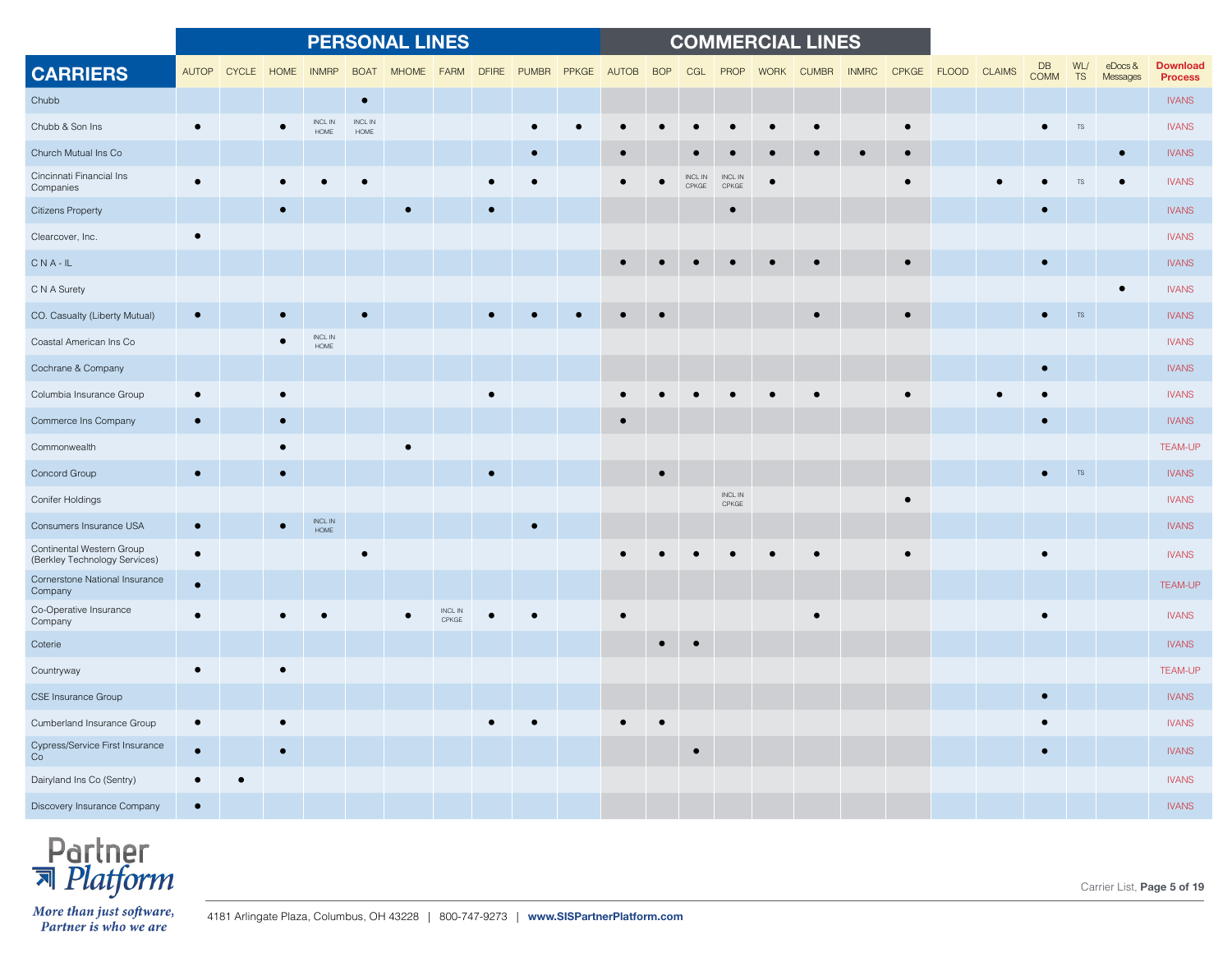| CARRIERS | PERSONAL LINES | | | | | | | | | | COMMERCIAL LINES | | | | | | | | | | | | | |
|---|---|---|---|---|---|---|---|---|---|---|---|---|---|---|---|---|---|---|---|---|---|---|---|---|
| | AUTOP | CYCLE | HOME | INMRP | BOAT | MHOME | FARM | DFIRE | PUMBR | PPKGE | AUTOB | BOP | CGL | PROP | WORK | CUMBR | INMRC | CPKGE | FLOOD | CLAIMS | DB COMM | WL/ TS | eDocs & Messages | Download Process |
| Chubb | | | | | ● | | | | | | | | | | | | | | | | | | | IVANS |
| Chubb & Son Ins | ● | | ● | INCL IN HOME | INCL IN HOME | | | | ● | ● | ● | ● | ● | ● | ● | ● | | ● | | | ● | TS | | IVANS |
| Church Mutual Ins Co | | | | | | | | | ● | | ● | | ● | ● | ● | ● | ● | ● | | | | | ● | IVANS |
| Cincinnati Financial Ins Companies | ● | | ● | ● | ● | | | ● | ● | | ● | ● | INCL IN CPKGE | INCL IN CPKGE | ● | | | ● | | ● | ● | TS | ● | IVANS |
| Citizens Property | | | ● | | | ● | | ● | | | | | | ● | | | | | | | ● | | | IVANS |
| Clearcover, Inc. | ● | | | | | | | | | | | | | | | | | | | | | | | IVANS |
| C N A - IL | | | | | | | | | | | ● | ● | ● | ● | ● | ● | | ● | | | ● | | | IVANS |
| C N A Surety | | | | | | | | | | | | | | | | | | | | | | | ● | IVANS |
| CO. Casualty (Liberty Mutual) | ● | | ● | | ● | | | ● | ● | ● | ● | ● | | | | ● | | ● | | | ● | TS | | IVANS |
| Coastal American Ins Co | | | ● | INCL IN HOME | | | | | | | | | | | | | | | | | | | | IVANS |
| Cochrane & Company | | | | | | | | | | | | | | | | | | | | | ● | | | IVANS |
| Columbia Insurance Group | ● | | ● | | | | | ● | | | ● | ● | ● | ● | ● | ● | | ● | | ● | ● | | | IVANS |
| Commerce Ins Company | ● | | ● | | | | | | | | ● | | | | | | | | | | ● | | | IVANS |
| Commonwealth | | | ● | | | ● | | | | | | | | | | | | | | | | | | TEAM-UP |
| Concord Group | ● | | ● | | | | | ● | | | | ● | | | | | | | | | ● | TS | | IVANS |
| Conifer Holdings | | | | | | | | | | | | | | INCL IN CPKGE | | | | ● | | | | | | IVANS |
| Consumers Insurance USA | ● | | ● | INCL IN HOME | | | | | ● | | | | | | | | | | | | | | | IVANS |
| Continental Western Group (Berkley Technology Services) | ● | | | | ● | | | | | | ● | ● | ● | ● | ● | ● | | ● | | | ● | | | IVANS |
| Cornerstone National Insurance Company | ● | | | | | | | | | | | | | | | | | | | | | | | TEAM-UP |
| Co-Operative Insurance Company | ● | | ● | ● | | ● | INCL IN CPKGE | ● | ● | | ● | | | | | ● | | | | | ● | | | IVANS |
| Coterie | | | | | | | | | | | | ● | ● | | | | | | | | | | | IVANS |
| Countryway | ● | | ● | | | | | | | | | | | | | | | | | | | | | TEAM-UP |
| CSE Insurance Group | | | | | | | | | | | | | | | | | | | | | ● | | | IVANS |
| Cumberland Insurance Group | ● | | ● | | | | | ● | ● | | ● | ● | | | | | | | | | ● | | | IVANS |
| Cypress/Service First Insurance Co | ● | | ● | | | | | | | | | | ● | | | | | | | | ● | | | IVANS |
| Dairyland Ins Co (Sentry) | ● | ● | | | | | | | | | | | | | | | | | | | | | | IVANS |
| Discovery Insurance Company | ● | | | | | | | | | | | | | | | | | | | | | | | IVANS |

Partner Platform

*More than just software, Partner is who we are*

Carrier List, **Page 5 of 19**

4181 Arlingate Plaza, Columbus, OH 43228 | 800-747-9273 | **www.SISPartnerPlatform.com**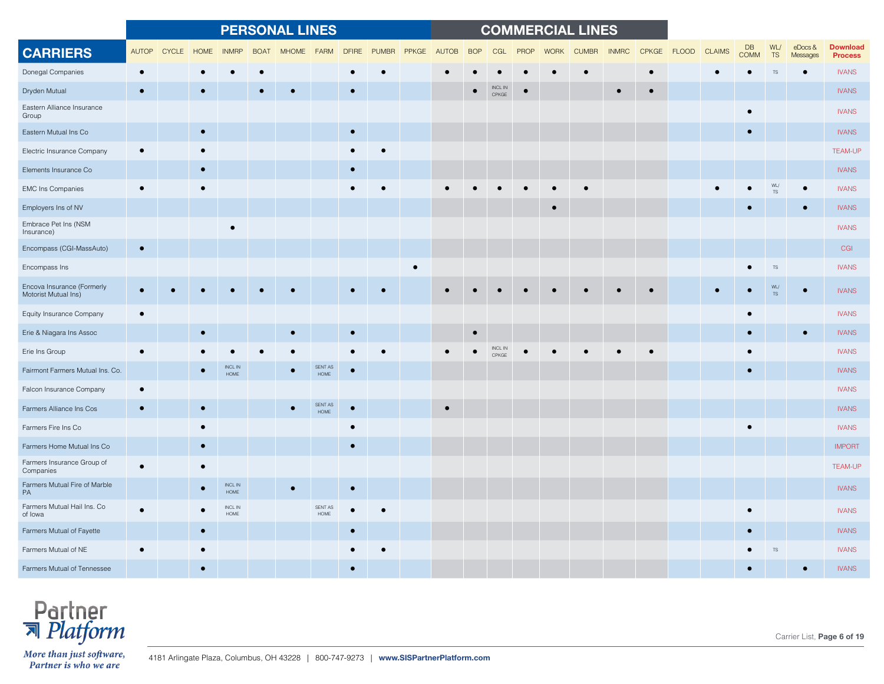| | PERSONAL LINES | | | | | | | | | | COMMERCIAL LINES | | | | | | | | | | | | | | |
|---|---|---|---|---|---|---|---|---|---|---|---|---|---|---|---|---|---|---|---|---|---|---|---|---|---|
| **CARRIERS** | AUTOP | CYCLE | HOME | INMRP | BOAT | MHOME | FARM | DFIRE | PUMBR | PPKGE | AUTOB | BOP | CGL | PROP | WORK | CUMBR | INMRC | CPKGE | FLOOD | CLAIMS | DB COMM | WL/ TS | eDocs & Messages | **Download Process** |
| Donegal Companies | ● | | ● | ● | ● | | | ● | ● | | ● | ● | ● | ● | ● | ● | | ● | | ● | ● | TS | ● | IVANS |
| Dryden Mutual | ● | | ● | | ● | ● | | ● | | | | ● | INCL IN CPKGE | ● | | | ● | ● | | | | | | IVANS |
| Eastern Alliance Insurance Group | | | | | | | | | | | | | | | | | | | | | ● | | | IVANS |
| Eastern Mutual Ins Co | | | ● | | | | | ● | | | | | | | | | | | | | ● | | | IVANS |
| Electric Insurance Company | ● | | ● | | | | | ● | ● | | | | | | | | | | | | | | | TEAM-UP |
| Elements Insurance Co | | | ● | | | | | ● | | | | | | | | | | | | | | | | IVANS |
| EMC Ins Companies | ● | | ● | | | | | ● | ● | | ● | ● | ● | ● | ● | ● | | | | ● | ● | WL/ TS | ● | IVANS |
| Employers Ins of NV | | | | | | | | | | | | | | | ● | | | | | | ● | | ● | IVANS |
| Embrace Pet Ins (NSM Insurance) | | | | ● | | | | | | | | | | | | | | | | | | | | IVANS |
| Encompass (CGI-MassAuto) | ● | | | | | | | | | | | | | | | | | | | | | | | CGI |
| Encompass Ins | | | | | | | | | | ● | | | | | | | | | | | ● | TS | | IVANS |
| Encova Insurance (Formerly Motorist Mutual Ins) | ● | ● | ● | ● | ● | ● | | ● | ● | | ● | ● | ● | ● | ● | ● | ● | ● | | ● | ● | WL/ TS | ● | IVANS |
| Equity Insurance Company | ● | | | | | | | | | | | | | | | | | | | | ● | | | IVANS |
| Erie & Niagara Ins Assoc | | | ● | | | ● | | ● | | | | ● | | | | | | | | | ● | | ● | IVANS |
| Erie Ins Group | ● | | ● | ● | ● | ● | | ● | ● | | ● | ● | INCL IN CPKGE | ● | ● | ● | ● | ● | | | ● | | | IVANS |
| Fairmont Farmers Mutual Ins. Co. | | | ● | INCL IN HOME | | ● | SENT AS HOME | ● | | | | | | | | | | | | | ● | | | IVANS |
| Falcon Insurance Company | ● | | | | | | | | | | | | | | | | | | | | | | | IVANS |
| Farmers Alliance Ins Cos | ● | | ● | | | ● | SENT AS HOME | ● | | | ● | | | | | | | | | | | | | IVANS |
| Farmers Fire Ins Co | | | ● | | | | | ● | | | | | | | | | | | | | ● | | | IVANS |
| Farmers Home Mutual Ins Co | | | ● | | | | | ● | | | | | | | | | | | | | | | | IMPORT |
| Farmers Insurance Group of Companies | ● | | ● | | | | | | | | | | | | | | | | | | | | | TEAM-UP |
| Farmers Mutual Fire of Marble PA | | | ● | INCL IN HOME | | ● | | ● | | | | | | | | | | | | | | | | IVANS |
| Farmers Mutual Hail Ins. Co of Iowa | ● | | ● | INCL IN HOME | | | SENT AS HOME | ● | ● | | | | | | | | | | | | ● | | | IVANS |
| Farmers Mutual of Fayette | | | ● | | | | | ● | | | | | | | | | | | | | ● | | | IVANS |
| Farmers Mutual of NE | ● | | ● | | | | | ● | ● | | | | | | | | | | | | ● | TS | | IVANS |
| Farmers Mutual of Tennessee | | | ● | | | | | ● | | | | | | | | | | | | | ● | | ● | IVANS |

Partner Platform

*More than just software, Partner is who we are*

4181 Arlingate Plaza, Columbus, OH 43228 | 800-747-9273 | **www.SISPartnerPlatform.com**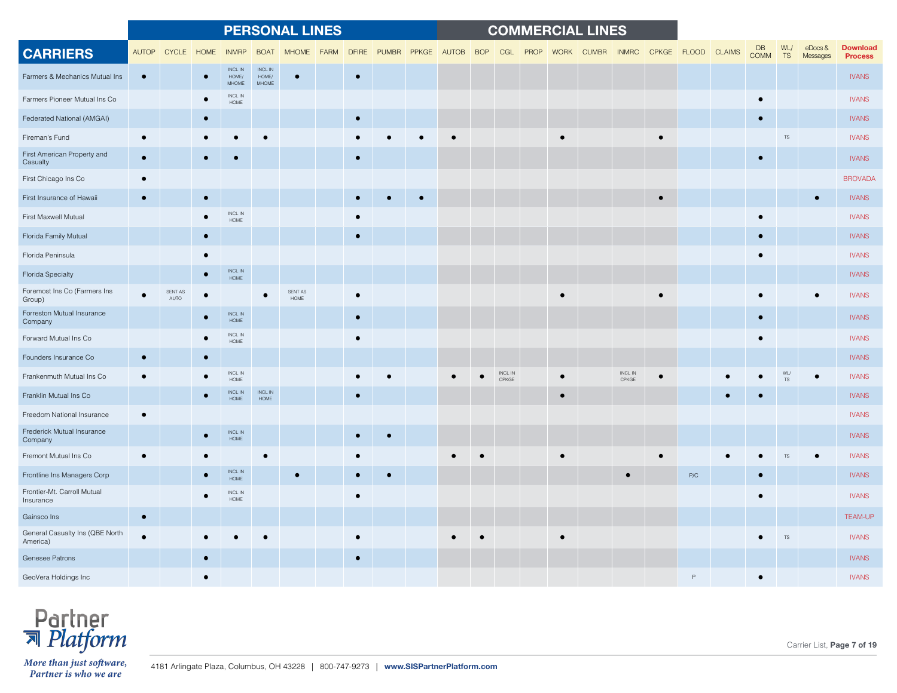| | PERSONAL LINES | | | | | | | | | | COMMERCIAL LINES | | | | | | | | | | | | | | |
|---|---|---|---|---|---|---|---|---|---|---|---|---|---|---|---|---|---|---|---|---|---|---|---|---|---|
| **CARRIERS** | AUTOP | CYCLE | HOME | INMRP | BOAT | MHOME | FARM | DFIRE | PUMBR | PPKGE | AUTOB | BOP | CGL | PROP | WORK | CUMBR | INMRC | CPKGE | FLOOD | CLAIMS | DB COMM | WL/ TS | eDocs & Messages | **Download Process** |
| Farmers & Mechanics Mutual Ins | ● | | ● | INCL IN HOME/ MHOME | INCL IN HOME/ MHOME | ● | | ● | | | | | | | | | | | | | | | | IVANS |
| Farmers Pioneer Mutual Ins Co | | | ● | INCL IN HOME | | | | | | | | | | | | | | | | | ● | | | IVANS |
| Federated National (AMGAI) | | | ● | | | | | ● | | | | | | | | | | | | | ● | | | IVANS |
| Fireman's Fund | ● | | ● | ● | ● | | | ● | ● | ● | ● | | | | ● | | | ● | | | | TS | | IVANS |
| First American Property and Casualty | ● | | ● | ● | | | | ● | | | | | | | | | | | | | ● | | | IVANS |
| First Chicago Ins Co | ● | | | | | | | | | | | | | | | | | | | | | | | BROVADA |
| First Insurance of Hawaii | ● | | ● | | | | | ● | ● | ● | | | | | | | | ● | | | | | ● | IVANS |
| First Maxwell Mutual | | | ● | INCL IN HOME | | | | ● | | | | | | | | | | | | | ● | | | IVANS |
| Florida Family Mutual | | | ● | | | | | ● | | | | | | | | | | | | | ● | | | IVANS |
| Florida Peninsula | | | ● | | | | | | | | | | | | | | | | | | ● | | | IVANS |
| Florida Specialty | | | ● | INCL IN HOME | | | | | | | | | | | | | | | | | | | | IVANS |
| Foremost Ins Co (Farmers Ins Group) | ● | SENT AS AUTO | ● | | ● | SENT AS HOME | | ● | | | | | | | ● | | | ● | | | ● | | ● | IVANS |
| Forreston Mutual Insurance Company | | | ● | INCL IN HOME | | | | ● | | | | | | | | | | | | | ● | | | IVANS |
| Forward Mutual Ins Co | | | ● | INCL IN HOME | | | | ● | | | | | | | | | | | | | ● | | | IVANS |
| Founders Insurance Co | ● | | ● | | | | | | | | | | | | | | | | | | | | | IVANS |
| Frankenmuth Mutual Ins Co | ● | | ● | INCL IN HOME | | | | ● | ● | | ● | ● | INCL IN CPKGE | | ● | | INCL IN CPKGE | ● | | ● | ● | WL/ TS | ● | IVANS |
| Franklin Mutual Ins Co | | | ● | INCL IN HOME | INCL IN HOME | | | ● | | | | | | | ● | | | | | ● | ● | | | IVANS |
| Freedom National Insurance | ● | | | | | | | | | | | | | | | | | | | | | | | IVANS |
| Frederick Mutual Insurance Company | | | ● | INCL IN HOME | | | | ● | ● | | | | | | | | | | | | | | | IVANS |
| Fremont Mutual Ins Co | ● | | ● | | ● | | | ● | | | ● | ● | | | ● | | | ● | | ● | ● | TS | ● | IVANS |
| Frontline Ins Managers Corp | | | ● | INCL IN HOME | | ● | | ● | ● | | | | | | | | ● | | P/C | | ● | | | IVANS |
| Frontier-Mt. Carroll Mutual Insurance | | | ● | INCL IN HOME | | | | ● | | | | | | | | | | | | | ● | | | IVANS |
| Gainsco Ins | ● | | | | | | | | | | | | | | | | | | | | | | | TEAM-UP |
| General Casualty Ins (QBE North America) | ● | | ● | ● | ● | | | ● | | | ● | ● | | | ● | | | | | | ● | TS | | IVANS |
| Genesee Patrons | | | ● | | | | | ● | | | | | | | | | | | | | | | | IVANS |
| GeoVera Holdings Inc | | | ● | | | | | | | | | | | | | | | | P | | ● | | | IVANS |

Partner Platform

*More than just software, Partner is who we are*

4181 Arlingate Plaza, Columbus, OH 43228 | 800-747-9273 | **www.SISPartnerPlatform.com**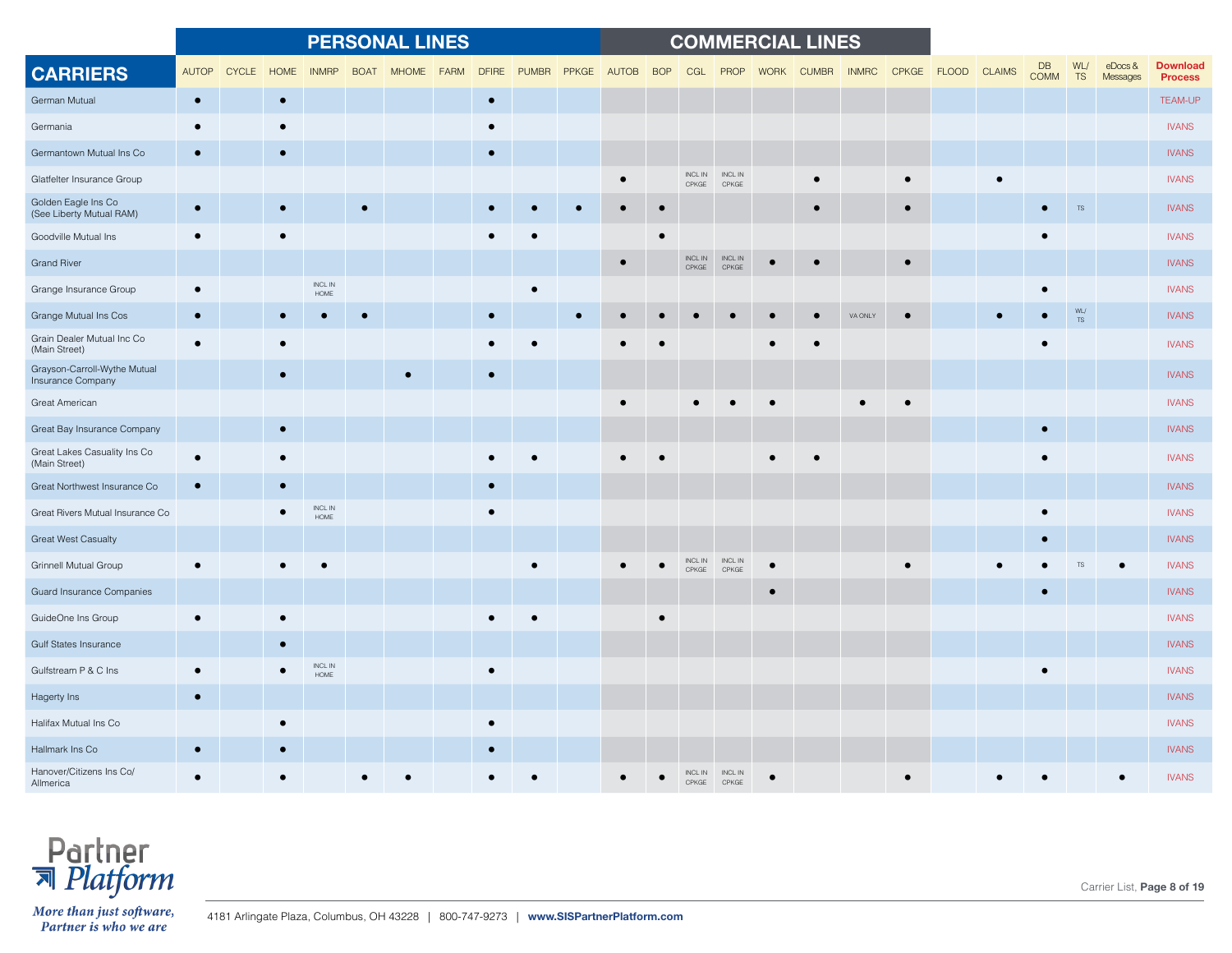| CARRIERS | PERSONAL LINES | | | | | | | | | | COMMERCIAL LINES | | | | | | | | | | | | | | |
|---|---|---|---|---|---|---|---|---|---|---|---|---|---|---|---|---|---|---|---|---|---|---|---|---|---|
| | AUTOP | CYCLE | HOME | INMRP | BOAT | MHOME | FARM | DFIRE | PUMBR | PPKGE | AUTOB | BOP | CGL | PROP | WORK | CUMBR | INMRC | CPKGE | FLOOD | CLAIMS | DB COMM | WL/ TS | eDocs & Messages | Download Process |
| German Mutual | ● | | ● | | | | | ● | | | | | | | | | | | | | | | | TEAM-UP |
| Germania | ● | | ● | | | | | ● | | | | | | | | | | | | | | | | IVANS |
| Germantown Mutual Ins Co | ● | | ● | | | | | ● | | | | | | | | | | | | | | | | IVANS |
| Glatfelter Insurance Group | | | | | | | | | | | ● | | INCL IN CPKGE | INCL IN CPKGE | | ● | | ● | | ● | | | | IVANS |
| Golden Eagle Ins Co (See Liberty Mutual RAM) | ● | | ● | | ● | | | ● | ● | ● | ● | ● | | | | ● | | ● | | | ● | TS | | IVANS |
| Goodville Mutual Ins | ● | | ● | | | | | ● | ● | | | ● | | | | | | | | | ● | | | IVANS |
| Grand River | | | | | | | | | | | ● | | INCL IN CPKGE | INCL IN CPKGE | ● | ● | | ● | | | | | | IVANS |
| Grange Insurance Group | ● | | | INCL IN HOME | | | | | ● | | | | | | | | | | | | ● | | | IVANS |
| Grange Mutual Ins Cos | ● | | ● | ● | ● | | | ● | | ● | ● | ● | ● | ● | ● | ● | VA ONLY | ● | | ● | ● | WL/ TS | | IVANS |
| Grain Dealer Mutual Inc Co (Main Street) | ● | | ● | | | | | ● | ● | | ● | ● | | | ● | ● | | | | | ● | | | IVANS |
| Grayson-Carroll-Wythe Mutual Insurance Company | | | ● | | | ● | | ● | | | | | | | | | | | | | | | | IVANS |
| Great American | | | | | | | | | | | ● | | ● | ● | ● | | ● | ● | | | | | | IVANS |
| Great Bay Insurance Company | | | ● | | | | | | | | | | | | | | | | | | ● | | | IVANS |
| Great Lakes Casualty Ins Co (Main Street) | ● | | ● | | | | | ● | ● | | ● | ● | | | ● | ● | | | | | ● | | | IVANS |
| Great Northwest Insurance Co | ● | | ● | | | | | ● | | | | | | | | | | | | | | | | IVANS |
| Great Rivers Mutual Insurance Co | | | ● | INCL IN HOME | | | | ● | | | | | | | | | | | | | ● | | | IVANS |
| Great West Casualty | | | | | | | | | | | | | | | | | | | | | ● | | | IVANS |
| Grinnell Mutual Group | ● | | ● | ● | | | | | ● | | ● | ● | INCL IN CPKGE | INCL IN CPKGE | ● | | | ● | | ● | ● | TS | ● | IVANS |
| Guard Insurance Companies | | | | | | | | | | | | | | | ● | | | | | | ● | | | IVANS |
| GuideOne Ins Group | ● | | ● | | | | | ● | ● | | | ● | | | | | | | | | | | | IVANS |
| Gulf States Insurance | | | ● | | | | | | | | | | | | | | | | | | | | | IVANS |
| Gulfstream P & C Ins | ● | | ● | INCL IN HOME | | | | ● | | | | | | | | | | | | | ● | | | IVANS |
| Hagerty Ins | ● | | | | | | | | | | | | | | | | | | | | | | | IVANS |
| Halifax Mutual Ins Co | | | ● | | | | | ● | | | | | | | | | | | | | | | | IVANS |
| Hallmark Ins Co | ● | | ● | | | | | ● | | | | | | | | | | | | | | | | IVANS |
| Hanover/Citizens Ins Co/ Allmerica | ● | | ● | | ● | ● | | ● | ● | | ● | ● | INCL IN CPKGE | INCL IN CPKGE | ● | | | ● | | ● | ● | | ● | IVANS |

Partner Platform

*More than just software, Partner is who we are*

4181 Arlingate Plaza, Columbus, OH 43228 | 800-747-9273 | **www.SISPartnerPlatform.com**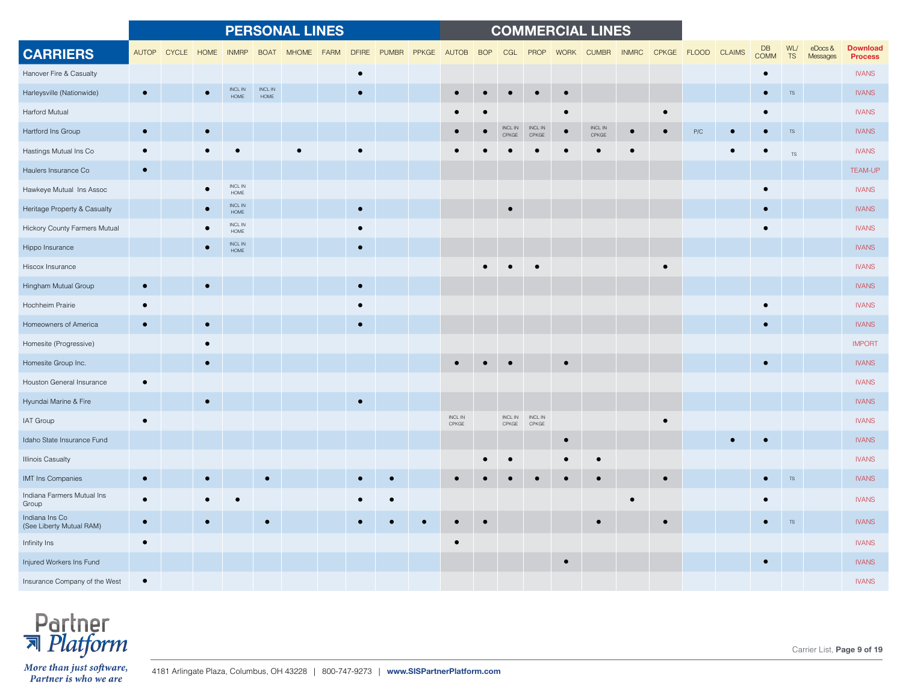| CARRIERS | PERSONAL LINES | | | | | | | | | | COMMERCIAL LINES | | | | | | | | | | | | | | |
|---|---|---|---|---|---|---|---|---|---|---|---|---|---|---|---|---|---|---|---|---|---|---|---|---|---|
| | AUTOP | CYCLE | HOME | INMRP | BOAT | MHOME | FARM | DFIRE | PUMBR | PPKGE | AUTOB | BOP | CGL | PROP | WORK | CUMBR | INMRC | CPKGE | FLOOD | CLAIMS | DB COMM | WL/ TS | eDocs & Messages | Download Process |
| Hanover Fire & Casualty | | | | | | | | ● | | | | | | | | | | | | | ● | | | IVANS |
| Harleysville (Nationwide) | ● | | ● | INCL IN HOME | INCL IN HOME | | | ● | | | ● | ● | ● | ● | ● | | | | | | ● | TS | | IVANS |
| Harford Mutual | | | | | | | | | | | ● | ● | | | ● | | | ● | | | ● | | | IVANS |
| Hartford Ins Group | ● | | ● | | | | | | | | ● | ● | INCL IN CPKGE | INCL IN CPKGE | ● | INCL IN CPKGE | ● | ● | P/C | ● | ● | TS | | IVANS |
| Hastings Mutual Ins Co | ● | | ● | ● | | ● | | ● | | | ● | ● | ● | ● | ● | ● | ● | | | ● | ● | TS | | IVANS |
| Haulers Insurance Co | ● | | | | | | | | | | | | | | | | | | | | | | | TEAM-UP |
| Hawkeye Mutual Ins Assoc | | | ● | INCL IN HOME | | | | | | | | | | | | | | | | | ● | | | IVANS |
| Heritage Property & Casualty | | | ● | INCL IN HOME | | | | ● | | | | | ● | | | | | | | | ● | | | IVANS |
| Hickory County Farmers Mutual | | | ● | INCL IN HOME | | | | ● | | | | | | | | | | | | | ● | | | IVANS |
| Hippo Insurance | | | ● | INCL IN HOME | | | | ● | | | | | | | | | | | | | | | | IVANS |
| Hiscox Insurance | | | | | | | | | | | | ● | ● | ● | | | | ● | | | | | | IVANS |
| Hingham Mutual Group | ● | | ● | | | | | ● | | | | | | | | | | | | | | | | IVANS |
| Hochheim Prairie | ● | | | | | | | ● | | | | | | | | | | | | | ● | | | IVANS |
| Homeowners of America | ● | | ● | | | | | ● | | | | | | | | | | | | | ● | | | IVANS |
| Homesite (Progressive) | | | ● | | | | | | | | | | | | | | | | | | | | | IMPORT |
| Homesite Group Inc. | | | ● | | | | | | | | ● | ● | ● | | ● | | | | | | ● | | | IVANS |
| Houston General Insurance | ● | | | | | | | | | | | | | | | | | | | | | | | IVANS |
| Hyundai Marine & Fire | | | ● | | | | | ● | | | | | | | | | | | | | | | | IVANS |
| IAT Group | ● | | | | | | | | | | INCL IN CPKGE | | INCL IN CPKGE | INCL IN CPKGE | | | | ● | | | | | | IVANS |
| Idaho State Insurance Fund | | | | | | | | | | | | | | | ● | | | | | ● | ● | | | IVANS |
| Illinois Casualty | | | | | | | | | | | | ● | ● | | ● | ● | | | | | | | | IVANS |
| IMT Ins Companies | ● | | ● | | ● | | | ● | ● | | ● | ● | ● | ● | ● | ● | | ● | | | ● | TS | | IVANS |
| Indiana Farmers Mutual Ins Group | ● | | ● | ● | | | | ● | ● | | | | | | | | ● | | | | ● | | | IVANS |
| Indiana Ins Co (See Liberty Mutual RAM) | ● | | ● | | ● | | | ● | ● | ● | ● | ● | | | | ● | | ● | | | ● | TS | | IVANS |
| Infinity Ins | ● | | | | | | | | | | ● | | | | | | | | | | | | | IVANS |
| Injured Workers Ins Fund | | | | | | | | | | | | | | | ● | | | | | | ● | | | IVANS |
| Insurance Company of the West | ● | | | | | | | | | | | | | | | | | | | | | | | IVANS |

Partner Platform

*More than just software, Partner is who we are*

4181 Arlingate Plaza, Columbus, OH 43228 | 800-747-9273 | **www.SISPartnerPlatform.com**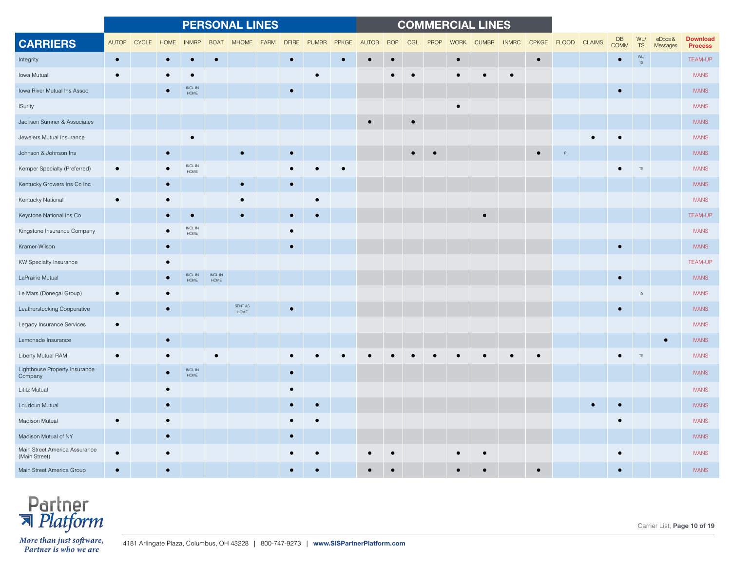| CARRIERS | PERSONAL LINES | | | | | | | | | | COMMERCIAL LINES | | | | | | | | | | | | | | |
|---|---|---|---|---|---|---|---|---|---|---|---|---|---|---|---|---|---|---|---|---|---|---|---|---|
| | AUTOP | CYCLE | HOME | INMRP | BOAT | MHOME | FARM | DFIRE | PUMBR | PPKGE | AUTOB | BOP | CGL | PROP | WORK | CUMBR | INMRC | CPKGE | FLOOD | CLAIMS | DB COMM | WL/ TS | eDocs & Messages | Download Process |
| Integrity | ● | | ● | ● | ● | | | ● | | ● | ● | ● | | | ● | | | ● | | | ● | WL/ TS | | TEAM-UP |
| Iowa Mutual | ● | | ● | ● | | | | | ● | | | ● | ● | | ● | ● | ● | | | | | | | IVANS |
| Iowa River Mutual Ins Assoc | | | ● | INCL IN HOME | | | | ● | | | | | | | | | | | | | ● | | | IVANS |
| ISurity | | | | | | | | | | | | | | | ● | | | | | | | | | IVANS |
| Jackson Sumner & Associates | | | | | | | | | | | ● | | ● | | | | | | | | | | | IVANS |
| Jewelers Mutual Insurance | | | | ● | | | | | | | | | | | | | | | | ● | ● | | | IVANS |
| Johnson & Johnson Ins | | | ● | | | ● | | ● | | | | | ● | ● | | | | ● | P | | | | | IVANS |
| Kemper Specialty (Preferred) | ● | | ● | INCL IN HOME | | | | ● | ● | ● | | | | | | | | | | | ● | TS | | IVANS |
| Kentucky Growers Ins Co Inc | | | ● | | | ● | | ● | | | | | | | | | | | | | | | | IVANS |
| Kentucky National | ● | | ● | | | ● | | | ● | | | | | | | | | | | | | | | IVANS |
| Keystone National Ins Co | | | ● | ● | | ● | | ● | ● | | | | | | | ● | | | | | | | | TEAM-UP |
| Kingstone Insurance Company | | | ● | INCL IN HOME | | | | ● | | | | | | | | | | | | | | | | IVANS |
| Kramer-Wilson | | | ● | | | | | ● | | | | | | | | | | | | | ● | | | IVANS |
| KW Specialty Insurance | | | ● | | | | | | | | | | | | | | | | | | | | | TEAM-UP |
| LaPrairie Mutual | | | ● | INCL IN HOME | INCL IN HOME | | | | | | | | | | | | | | | | ● | | | IVANS |
| Le Mars (Donegal Group) | ● | | ● | | | | | | | | | | | | | | | | | | | TS | | IVANS |
| Leatherstocking Cooperative | | | ● | | | SENT AS HOME | | ● | | | | | | | | | | | | | ● | | | IVANS |
| Legacy Insurance Services | ● | | | | | | | | | | | | | | | | | | | | | | | IVANS |
| Lemonade Insurance | | | ● | | | | | | | | | | | | | | | | | | | | ● | IVANS |
| Liberty Mutual RAM | ● | | ● | | ● | | | ● | ● | ● | ● | ● | ● | ● | ● | ● | ● | ● | | | ● | TS | | IVANS |
| Lighthouse Property Insurance Company | | | ● | INCL IN HOME | | | | ● | | | | | | | | | | | | | | | | IVANS |
| Lititz Mutual | | | ● | | | | | ● | | | | | | | | | | | | | | | | IVANS |
| Loudoun Mutual | | | ● | | | | | ● | ● | | | | | | | | | | | ● | ● | | | IVANS |
| Madison Mutual | ● | | ● | | | | | ● | ● | | | | | | | | | | | | ● | | | IVANS |
| Madison Mutual of NY | | | ● | | | | | ● | | | | | | | | | | | | | | | | IVANS |
| Main Street America Assurance (Main Street) | ● | | ● | | | | | ● | ● | | ● | ● | | | ● | ● | | | | | ● | | | IVANS |
| Main Street America Group | ● | | ● | | | | | ● | ● | | ● | ● | | | ● | ● | | ● | | | ● | | | IVANS |

Partner Platform

*More than just software, Partner is who we are*

4181 Arlingate Plaza, Columbus, OH 43228 | 800-747-9273 | **www.SISPartnerPlatform.com**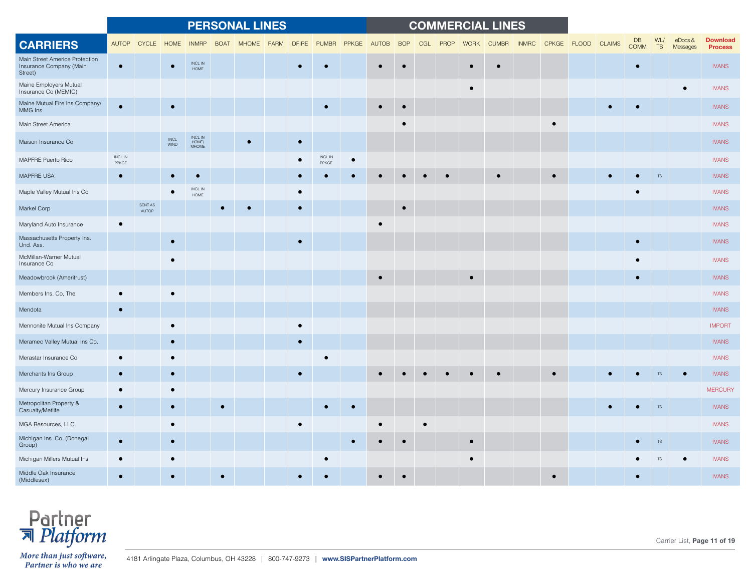| CARRIERS | PERSONAL LINES | | | | | | | | | | COMMERCIAL LINES | | | | | | | | | | | | | | |
|---|---|---|---|---|---|---|---|---|---|---|---|---|---|---|---|---|---|---|---|---|---|---|---|---|---|
| | AUTOP | CYCLE | HOME | INMRP | BOAT | MHOME | FARM | DFIRE | PUMBR | PPKGE | AUTOB | BOP | CGL | PROP | WORK | CUMBR | INMRC | CPKGE | FLOOD | CLAIMS | DB COMM | WL/ TS | eDocs & Messages | Download Process |
| Main Street Americe Protection Insurance Company (Main Street) | ● | | ● | INCL IN HOME | | | | ● | ● | | ● | ● | | | ● | ● | | | | | ● | | | IVANS |
| Maine Employers Mutual Insurance Co (MEMIC) | | | | | | | | | | | | | | | ● | | | | | | | | ● | IVANS |
| Maine Mutual Fire Ins Company/ MMG Ins | ● | | ● | | | | | | ● | | ● | ● | | | | | | | | ● | ● | | | IVANS |
| Main Street America | | | | | | | | | | | | ● | | | | | | ● | | | | | | IVANS |
| Maison Insurance Co | | | INCL WIND | INCL IN HOME/ MHOME | | ● | | ● | | | | | | | | | | | | | | | | IVANS |
| MAPFRE Puerto Rico | INCL IN PPKGE | | | | | | | ● | INCL IN PPKGE | ● | | | | | | | | | | | | | | IVANS |
| MAPFRE USA | ● | | ● | ● | | | | ● | ● | ● | ● | ● | ● | ● | | ● | | ● | | ● | ● | TS | | IVANS |
| Maple Valley Mutual Ins Co | | | ● | INCL IN HOME | | | | ● | | | | | | | | | | | | | ● | | | IVANS |
| Markel Corp | | SENT AS AUTOP | | | ● | ● | | ● | | | | ● | | | | | | | | | | | | IVANS |
| Maryland Auto Insurance | ● | | | | | | | | | | ● | | | | | | | | | | | | | IVANS |
| Massachusetts Property Ins. Und. Ass. | | | ● | | | | | ● | | | | | | | | | | | | | ● | | | IVANS |
| McMillan-Warner Mutual Insurance Co | | | ● | | | | | | | | | | | | | | | | | | ● | | | IVANS |
| Meadowbrook (Ameritrust) | | | | | | | | | | | ● | | | | ● | | | | | | ● | | | IVANS |
| Members Ins. Co, The | ● | | ● | | | | | | | | | | | | | | | | | | | | | IVANS |
| Mendota | ● | | | | | | | | | | | | | | | | | | | | | | | IVANS |
| Mennonite Mutual Ins Company | | | ● | | | | | ● | | | | | | | | | | | | | | | | IMPORT |
| Meramec Valley Mutual Ins Co. | | | ● | | | | | ● | | | | | | | | | | | | | | | | IVANS |
| Merastar Insurance Co | ● | | ● | | | | | | ● | | | | | | | | | | | | | | | IVANS |
| Merchants Ins Group | ● | | ● | | | | | ● | | | ● | ● | ● | ● | ● | ● | | ● | | ● | ● | TS | ● | IVANS |
| Mercury Insurance Group | ● | | ● | | | | | | | | | | | | | | | | | | | | | MERCURY |
| Metropolitan Property & Casualty/Metlife | ● | | ● | | ● | | | | ● | ● | | | | | | | | | | ● | ● | TS | | IVANS |
| MGA Resources, LLC | | | ● | | | | | ● | | | ● | | ● | | | | | | | | | | | IVANS |
| Michigan Ins. Co. (Donegal Group) | ● | | ● | | | | | | | ● | ● | ● | | | ● | | | | | | ● | TS | | IVANS |
| Michigan Millers Mutual Ins | ● | | ● | | | | | | ● | | | | | | ● | | | | | | ● | TS | ● | IVANS |
| Middle Oak Insurance (Middlesex) | ● | | ● | | ● | | | ● | ● | | ● | ● | | | | | | ● | | | ● | | | IVANS |

Partner Platform

*More than just software, Partner is who we are*

4181 Arlingate Plaza, Columbus, OH 43228 | 800-747-9273 | **www.SISPartnerPlatform.com**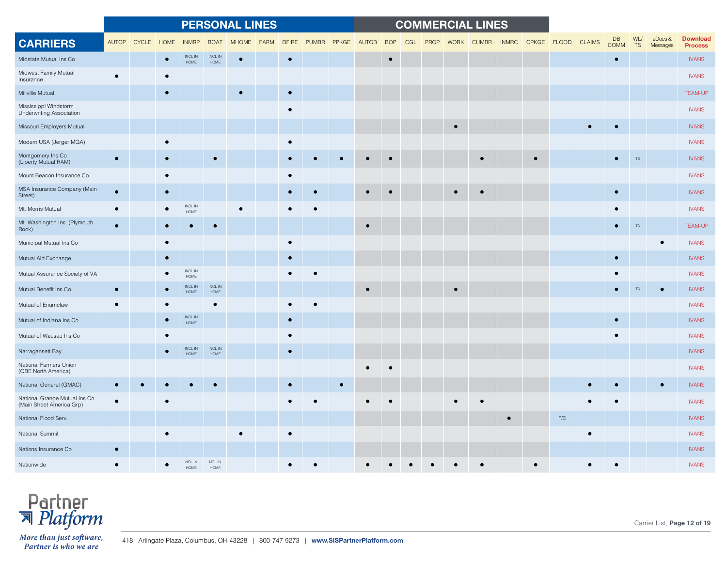| CARRIERS | PERSONAL LINES | | | | | | | | | | COMMERCIAL LINES | | | | | | | | | | | | | | |
|---|---|---|---|---|---|---|---|---|---|---|---|---|---|---|---|---|---|---|---|---|---|---|---|---|---|
| | AUTOP | CYCLE | HOME | INMRP | BOAT | MHOME | FARM | DFIRE | PUMBR | PPKGE | AUTOB | BOP | CGL | PROP | WORK | CUMBR | INMRC | CPKGE | FLOOD | CLAIMS | DB COMM | WL/ TS | eDocs & Messages | Download Process |
| Midstate Mutual Ins Co | | | ● | INCL IN HOME | INCL IN HOME | ● | | ● | | | | ● | | | | | | | | | ● | | | IVANS |
| Midwest Family Mutual Insurance | ● | | ● | | | | | | | | | | | | | | | | | | | | | IVANS |
| Millville Mutual | | | ● | | | ● | | ● | | | | | | | | | | | | | | | | TEAM-UP |
| Mississippi Windstorm Underwriting Association | | | | | | | | ● | | | | | | | | | | | | | | | | IVANS |
| Missouri Employers Mutual | | | | | | | | | | | | | | | ● | | | | | ● | ● | | | IVANS |
| Modern USA (Jerger MGA) | | | ● | | | | | ● | | | | | | | | | | | | | | | | IVANS |
| Montgomery Ins Co (Liberty Mutual RAM) | ● | | ● | | ● | | | ● | ● | ● | ● | ● | | | | ● | | ● | | | ● | TS | | IVANS |
| Mount Beacon Insurance Co | | | ● | | | | | ● | | | | | | | | | | | | | | | | IVANS |
| MSA Insurance Company (Main Street) | ● | | ● | | | | | ● | ● | | ● | ● | | | ● | ● | | | | | ● | | | IVANS |
| Mt. Morris Mutual | ● | | ● | INCL IN HOME | | ● | | ● | ● | | | | | | | | | | | | ● | | | IVANS |
| Mt. Washington Ins. (Plymouth Rock) | ● | | ● | ● | ● | | | | | | ● | | | | | | | | | | ● | TS | | TEAM-UP |
| Municipal Mutual Ins Co | | | ● | | | | | ● | | | | | | | | | | | | | | | ● | IVANS |
| Mutual Aid Exchange | | | ● | | | | | ● | | | | | | | | | | | | | ● | | | IVANS |
| Mutual Assurance Society of VA | | | ● | INCL IN HOME | | | | ● | ● | | | | | | | | | | | | ● | | | IVANS |
| Mutual Benefit Ins Co | ● | | ● | INCL IN HOME | INCL IN HOME | | | | | | ● | | | | ● | | | | | | ● | TS | ● | IVANS |
| Mutual of Enumclaw | ● | | ● | | ● | | | ● | ● | | | | | | | | | | | | | | | IVANS |
| Mutual of Indiana Ins Co | | | ● | INCL IN HOME | | | | ● | | | | | | | | | | | | | ● | | | IVANS |
| Mutual of Wausau Ins Co | | | ● | | | | | ● | | | | | | | | | | | | | ● | | | IVANS |
| Narragansett Bay | | | ● | INCL IN HOME | INCL IN HOME | | | ● | | | | | | | | | | | | | | | | IVANS |
| National Farmers Union (QBE North America) | | | | | | | | | | | ● | ● | | | | | | | | | | | | IVANS |
| National General (GMAC) | ● | ● | ● | ● | ● | | | ● | | ● | | | | | | | | | | ● | ● | | ● | IVANS |
| National Grange Mutual Ins Co (Main Street America Grp) | ● | | ● | | | | | ● | ● | | ● | ● | | | ● | ● | | | | ● | ● | | | IVANS |
| National Flood Serv. | | | | | | | | | | | | | | | | | ● | | P/C | | | | | IVANS |
| National Summit | | | ● | | | ● | | ● | | | | | | | | | | | | ● | | | | IVANS |
| Nations Insurance Co | ● | | | | | | | | | | | | | | | | | | | | | | | IVANS |
| Nationwide | ● | | ● | NCL IN HOME | NCL IN HOME | | | ● | ● | | ● | ● | ● | ● | ● | ● | | ● | | ● | ● | | | IVANS |

Partner Platform

*More than just software, Partner is who we are*

4181 Arlingate Plaza, Columbus, OH 43228 | 800-747-9273 | **www.SISPartnerPlatform.com**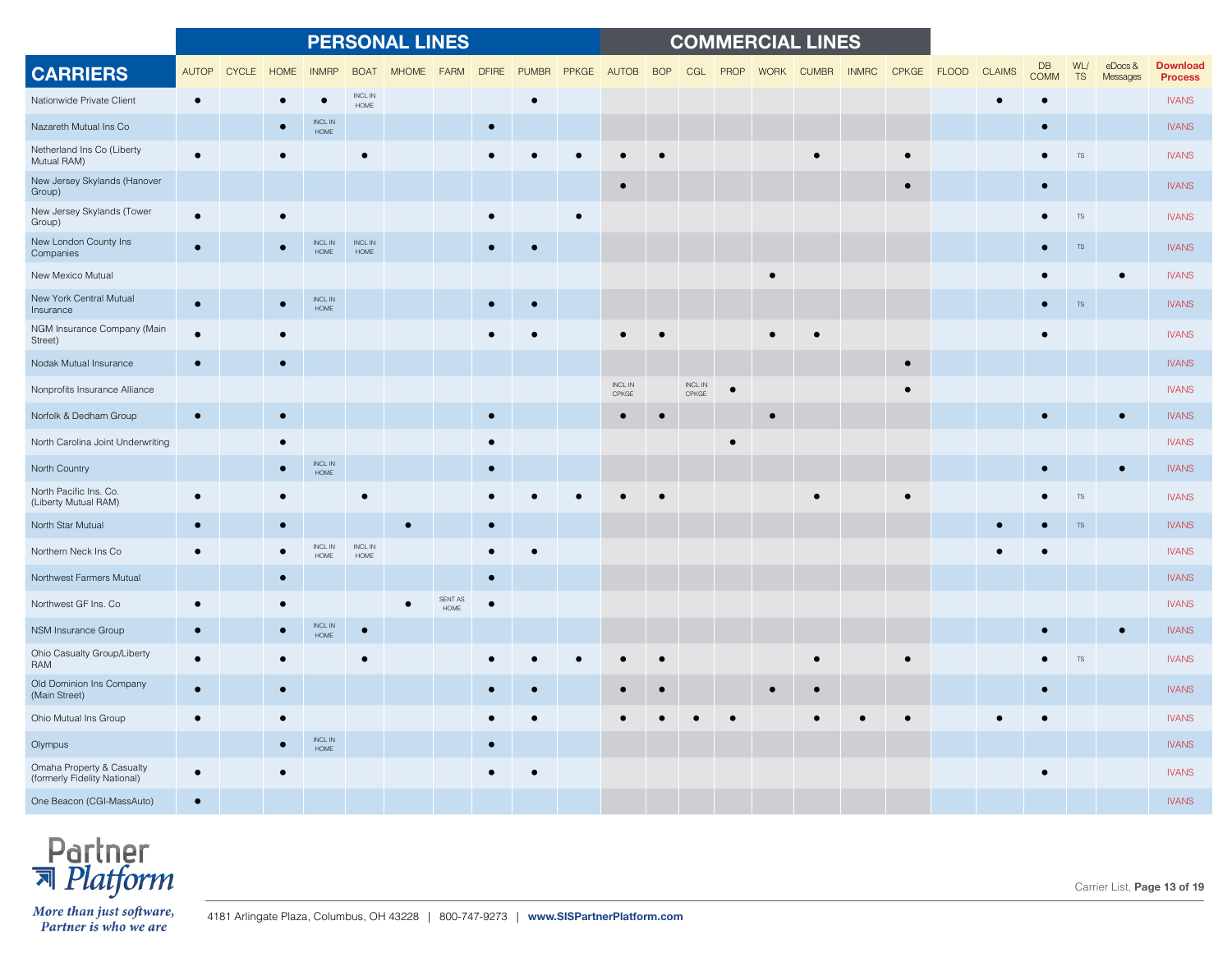| CARRIERS | PERSONAL LINES | | | | | | | | | | COMMERCIAL LINES | | | | | | | | | | | | | | |
|---|---|---|---|---|---|---|---|---|---|---|---|---|---|---|---|---|---|---|---|---|---|---|---|---|---|
| | AUTOP | CYCLE | HOME | INMRP | BOAT | MHOME | FARM | DFIRE | PUMBR | PPKGE | AUTOB | BOP | CGL | PROP | WORK | CUMBR | INMRC | CPKGE | FLOOD | CLAIMS | DB COMM | WL/ TS | eDocs & Messages | Download Process |
| Nationwide Private Client | ● | | ● | ● | INCL IN HOME | | | | ● | | | | | | | | | | | ● | ● | | | IVANS |
| Nazareth Mutual Ins Co | | | ● | INCL IN HOME | | | | ● | | | | | | | | | | | | | ● | | | IVANS |
| Netherland Ins Co (Liberty Mutual RAM) | ● | | ● | | ● | | | ● | ● | ● | ● | ● | | | | ● | | ● | | | ● | TS | | IVANS |
| New Jersey Skylands (Hanover Group) | | | | | | | | | | | ● | | | | | | | ● | | | ● | | | IVANS |
| New Jersey Skylands (Tower Group) | ● | | ● | | | | | ● | | ● | | | | | | | | | | | ● | TS | | IVANS |
| New London County Ins Companies | ● | | ● | INCL IN HOME | INCL IN HOME | | | ● | ● | | | | | | | | | | | | ● | TS | | IVANS |
| New Mexico Mutual | | | | | | | | | | | | | | | ● | | | | | | ● | | ● | IVANS |
| New York Central Mutual Insurance | ● | | ● | INCL IN HOME | | | | ● | ● | | | | | | | | | | | | ● | TS | | IVANS |
| NGM Insurance Company (Main Street) | ● | | ● | | | | | ● | ● | | ● | ● | | | ● | ● | | | | | ● | | | IVANS |
| Nodak Mutual Insurance | ● | | ● | | | | | | | | | | | | | | | ● | | | | | | IVANS |
| Nonprofits Insurance Alliance | | | | | | | | | | | INCL IN CPKGE | | INCL IN CPKGE | ● | | | | ● | | | | | | IVANS |
| Norfolk & Dedham Group | ● | | ● | | | | | ● | | | ● | ● | | | ● | | | | | | ● | | ● | IVANS |
| North Carolina Joint Underwriting | | | ● | | | | | ● | | | | | | ● | | | | | | | | | | IVANS |
| North Country | | | ● | INCL IN HOME | | | | ● | | | | | | | | | | | | | ● | | ● | IVANS |
| North Pacific Ins. Co. (Liberty Mutual RAM) | ● | | ● | | ● | | | ● | ● | ● | ● | ● | | | | ● | | ● | | | ● | TS | | IVANS |
| North Star Mutual | ● | | ● | | | ● | | ● | | | | | | | | | | | | ● | ● | TS | | IVANS |
| Northern Neck Ins Co | ● | | ● | INCL IN HOME | INCL IN HOME | | | ● | ● | | | | | | | | | | | ● | ● | | | IVANS |
| Northwest Farmers Mutual | | | ● | | | | | ● | | | | | | | | | | | | | | | | IVANS |
| Northwest GF Ins. Co | ● | | ● | | | ● | SENT AS HOME | ● | | | | | | | | | | | | | | | | IVANS |
| NSM Insurance Group | ● | | ● | INCL IN HOME | ● | | | | | | | | | | | | | | | | ● | | ● | IVANS |
| Ohio Casualty Group/Liberty RAM | ● | | ● | | ● | | | ● | ● | ● | ● | ● | | | | ● | | ● | | | ● | TS | | IVANS |
| Old Dominion Ins Company (Main Street) | ● | | ● | | | | | ● | ● | | ● | ● | | | ● | ● | | | | | ● | | | IVANS |
| Ohio Mutual Ins Group | ● | | ● | | | | | ● | ● | | ● | ● | ● | ● | | ● | ● | ● | | ● | ● | | | IVANS |
| Olympus | | | ● | INCL IN HOME | | | | ● | | | | | | | | | | | | | | | | IVANS |
| Omaha Property & Casualty (formerly Fidelity National) | ● | | ● | | | | | ● | ● | | | | | | | | | | | | ● | | | IVANS |
| One Beacon (CGI-MassAuto) | ● | | | | | | | | | | | | | | | | | | | | | | | IVANS |

Partner Platform

*More than just software, Partner is who we are*

4181 Arlingate Plaza, Columbus, OH 43228 | 800-747-9273 | **www.SISPartnerPlatform.com**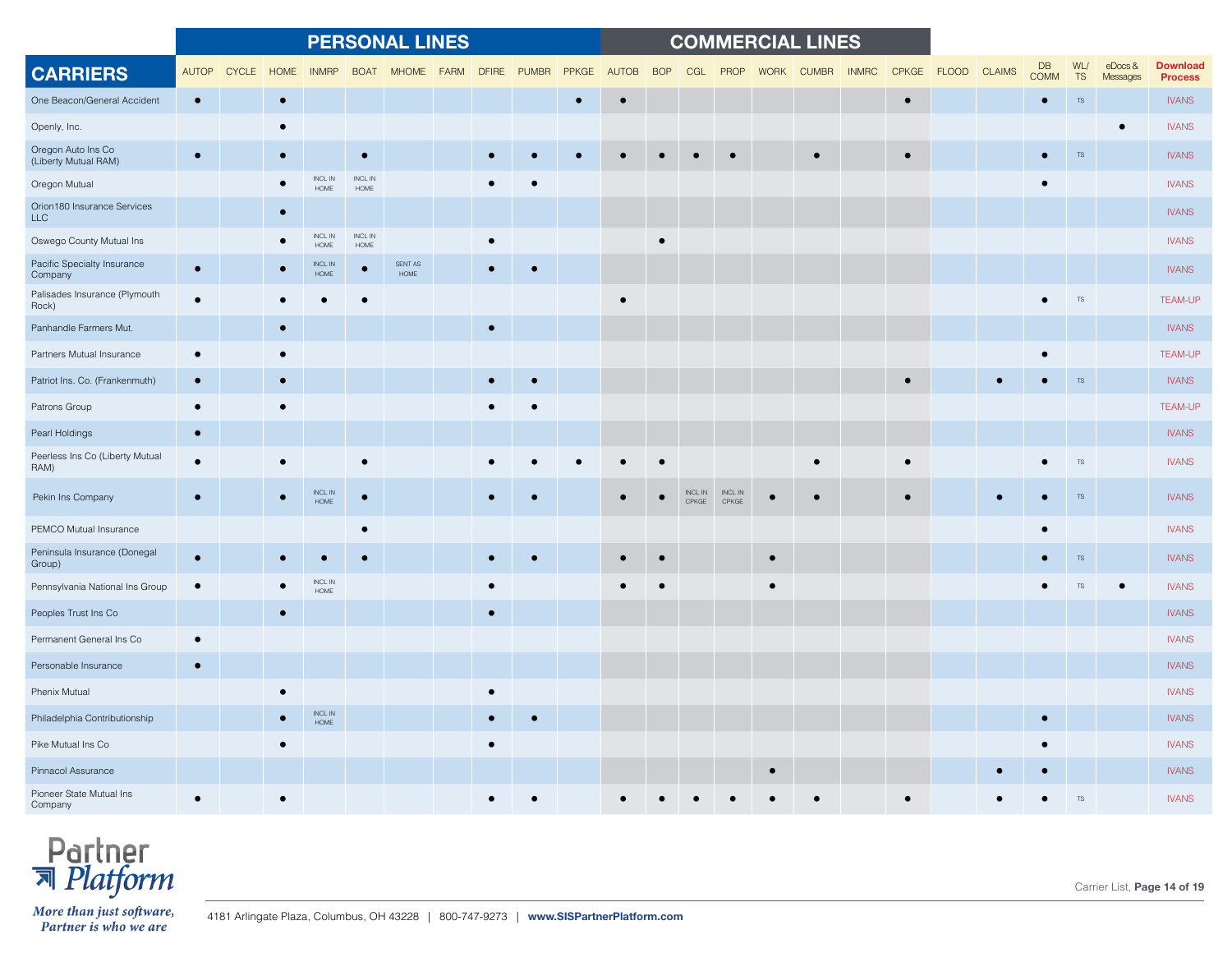| | PERSONAL LINES | | | | | | | | | | COMMERCIAL LINES | | | | | | | | | | | | | |
|---|---|---|---|---|---|---|---|---|---|---|---|---|---|---|---|---|---|---|---|---|---|---|---|---|
| **CARRIERS** | AUTOP | CYCLE | HOME | INMRP | BOAT | MHOME | FARM | DFIRE | PUMBR | PPKGE | AUTOB | BOP | CGL | PROP | WORK | CUMBR | INMRC | CPKGE | FLOOD | CLAIMS | DB COMM | WL/ TS | eDocs & Messages | Download Process |
| One Beacon/General Accident | ● | | ● | | | | | | | ● | ● | | | | | | | ● | | | ● | TS | | IVANS |
| Openly, Inc. | | | ● | | | | | | | | | | | | | | | | | | | | ● | IVANS |
| Oregon Auto Ins Co (Liberty Mutual RAM) | ● | | ● | | ● | | | ● | ● | ● | ● | ● | ● | ● | | ● | | ● | | | ● | TS | | IVANS |
| Oregon Mutual | | | ● | INCL IN HOME | INCL IN HOME | | | ● | ● | | | | | | | | | | | | ● | | | IVANS |
| Orion180 Insurance Services LLC | | | ● | | | | | | | | | | | | | | | | | | | | | IVANS |
| Oswego County Mutual Ins | | | ● | INCL IN HOME | INCL IN HOME | | | ● | | | | ● | | | | | | | | | | | | IVANS |
| Pacific Specialty Insurance Company | ● | | ● | INCL IN HOME | ● | SENT AS HOME | | ● | ● | | | | | | | | | | | | | | | IVANS |
| Palisades Insurance (Plymouth Rock) | ● | | ● | ● | ● | | | | | | ● | | | | | | | | | | ● | TS | | TEAM-UP |
| Panhandle Farmers Mut. | | | ● | | | | | ● | | | | | | | | | | | | | | | | IVANS |
| Partners Mutual Insurance | ● | | ● | | | | | | | | | | | | | | | | | | ● | | | TEAM-UP |
| Patriot Ins. Co. (Frankenmuth) | ● | | ● | | | | | ● | ● | | | | | | | | | ● | | ● | ● | TS | | IVANS |
| Patrons Group | ● | | ● | | | | | ● | ● | | | | | | | | | | | | | | | TEAM-UP |
| Pearl Holdings | ● | | | | | | | | | | | | | | | | | | | | | | | IVANS |
| Peerless Ins Co (Liberty Mutual RAM) | ● | | ● | | ● | | | ● | ● | ● | ● | ● | | | | ● | | ● | | | ● | TS | | IVANS |
| Pekin Ins Company | ● | | ● | INCL IN HOME | ● | | | ● | ● | | ● | ● | INCL IN CPKGE | INCL IN CPKGE | ● | ● | | ● | | ● | ● | TS | | IVANS |
| PEMCO Mutual Insurance | | | | | ● | | | | | | | | | | | | | | | | ● | | | IVANS |
| Peninsula Insurance (Donegal Group) | ● | | ● | ● | ● | | | ● | ● | | ● | ● | | | ● | | | | | | ● | TS | | IVANS |
| Pennsylvania National Ins Group | ● | | ● | INCL IN HOME | | | | ● | | | ● | ● | | | ● | | | | | | ● | TS | ● | IVANS |
| Peoples Trust Ins Co | | | ● | | | | | ● | | | | | | | | | | | | | | | | IVANS |
| Permanent General Ins Co | ● | | | | | | | | | | | | | | | | | | | | | | | IVANS |
| Personable Insurance | ● | | | | | | | | | | | | | | | | | | | | | | | IVANS |
| Phenix Mutual | | | ● | | | | | ● | | | | | | | | | | | | | | | | IVANS |
| Philadelphia Contributionship | | | ● | INCL IN HOME | | | | ● | ● | | | | | | | | | | | | ● | | | IVANS |
| Pike Mutual Ins Co | | | ● | | | | | ● | | | | | | | | | | | | | ● | | | IVANS |
| Pinnacol Assurance | | | | | | | | | | | | | | | ● | | | | | ● | ● | | | IVANS |
| Pioneer State Mutual Ins Company | ● | | ● | | | | | ● | ● | | ● | ● | ● | ● | ● | ● | | ● | | ● | ● | TS | | IVANS |

Partner Platform

*More than just software, Partner is who we are*

4181 Arlingate Plaza, Columbus, OH 43228 | 800-747-9273 | **www.SISPartnerPlatform.com**

Carrier List, **Page 14 of 19**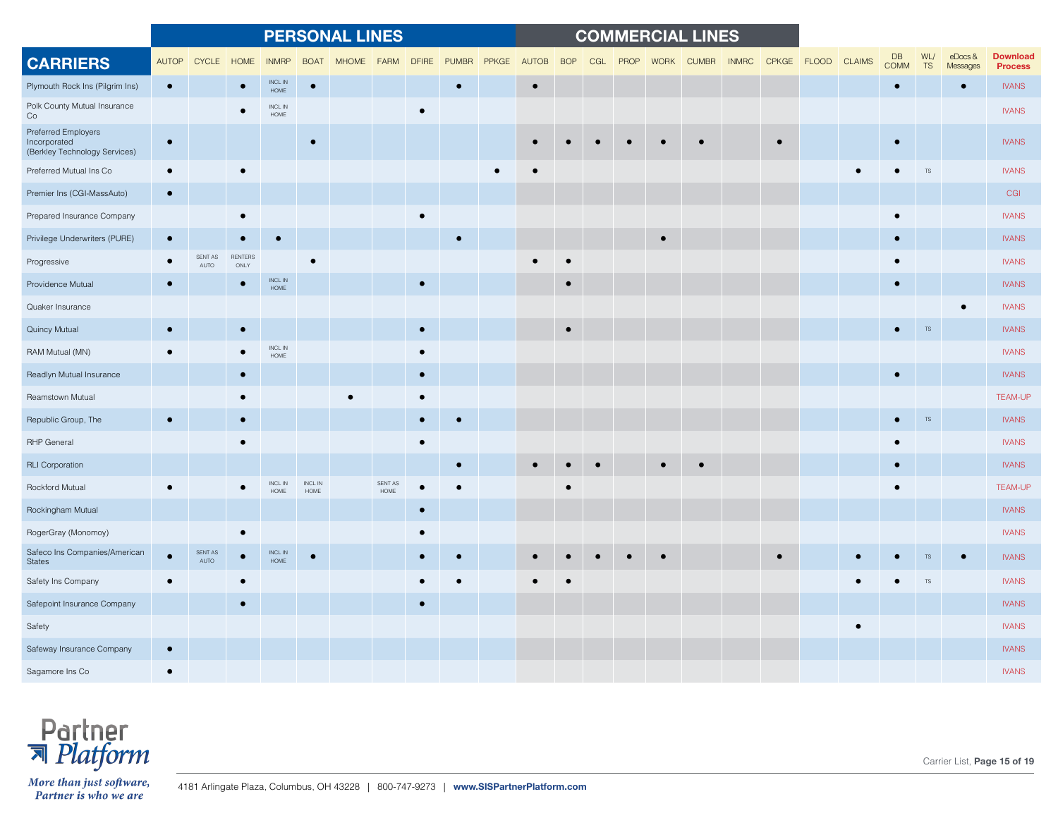| CARRIERS | PERSONAL LINES | | | | | | | | | | COMMERCIAL LINES | | | | | | | | | | | | | |
|---|---|---|---|---|---|---|---|---|---|---|---|---|---|---|---|---|---|---|---|---|---|---|---|---|
| | AUTOP | CYCLE | HOME | INMRP | BOAT | MHOME | FARM | DFIRE | PUMBR | PPKGE | AUTOB | BOP | CGL | PROP | WORK | CUMBR | INMRC | CPKGE | FLOOD | CLAIMS | DB COMM | WL/ TS | eDocs & Messages | Download Process |
| Plymouth Rock Ins (Pilgrim Ins) | ● | | ● | INCL IN HOME | ● | | | | ● | | ● | | | | | | | | | | ● | | ● | IVANS |
| Polk County Mutual Insurance Co | | | ● | INCL IN HOME | | | | ● | | | | | | | | | | | | | | | | IVANS |
| Preferred Employers Incorporated (Berkley Technology Services) | ● | | | | ● | | | | | | ● | ● | ● | ● | ● | ● | | ● | | | ● | | | IVANS |
| Preferred Mutual Ins Co | ● | | ● | | | | | | | ● | ● | | | | | | | | | ● | ● | TS | | IVANS |
| Premier Ins (CGI-MassAuto) | ● | | | | | | | | | | | | | | | | | | | | | | | CGI |
| Prepared Insurance Company | | | ● | | | | | ● | | | | | | | | | | | | | ● | | | IVANS |
| Privilege Underwriters (PURE) | ● | | ● | ● | | | | | ● | | | | | | ● | | | | | | ● | | | IVANS |
| Progressive | ● | SENT AS AUTO | RENTERS ONLY | | ● | | | | | | ● | ● | | | | | | | | | ● | | | IVANS |
| Providence Mutual | ● | | ● | INCL IN HOME | | | | ● | | | | ● | | | | | | | | | ● | | | IVANS |
| Quaker Insurance | | | | | | | | | | | | | | | | | | | | | | | ● | IVANS |
| Quincy Mutual | ● | | ● | | | | | ● | | | | ● | | | | | | | | | ● | TS | | IVANS |
| RAM Mutual (MN) | ● | | ● | INCL IN HOME | | | | ● | | | | | | | | | | | | | | | | IVANS |
| Readlyn Mutual Insurance | | | ● | | | | | ● | | | | | | | | | | | | | ● | | | IVANS |
| Reamstown Mutual | | | ● | | | ● | | ● | | | | | | | | | | | | | | | | TEAM-UP |
| Republic Group, The | ● | | ● | | | | | ● | ● | | | | | | | | | | | | ● | TS | | IVANS |
| RHP General | | | ● | | | | | ● | | | | | | | | | | | | | ● | | | IVANS |
| RLI Corporation | | | | | | | | | ● | | ● | ● | ● | | ● | ● | | | | | ● | | | IVANS |
| Rockford Mutual | ● | | ● | INCL IN HOME | INCL IN HOME | | SENT AS HOME | ● | ● | | | ● | | | | | | | | | ● | | | TEAM-UP |
| Rockingham Mutual | | | | | | | | ● | | | | | | | | | | | | | | | | IVANS |
| RogerGray (Monomoy) | | | ● | | | | | ● | | | | | | | | | | | | | | | | IVANS |
| Safeco Ins Companies/American States | ● | SENT AS AUTO | ● | INCL IN HOME | ● | | | ● | ● | | ● | ● | ● | ● | ● | | | ● | | ● | ● | TS | ● | IVANS |
| Safety Ins Company | ● | | ● | | | | | ● | ● | | ● | ● | | | | | | | | ● | ● | TS | | IVANS |
| Safepoint Insurance Company | | | ● | | | | | ● | | | | | | | | | | | | | | | | IVANS |
| Safety | | | | | | | | | | | | | | | | | | | | ● | | | | IVANS |
| Safeway Insurance Company | ● | | | | | | | | | | | | | | | | | | | | | | | IVANS |
| Sagamore Ins Co | ● | | | | | | | | | | | | | | | | | | | | | | | IVANS |

Partner Platform

*More than just software, Partner is who we are*

4181 Arlingate Plaza, Columbus, OH 43228 | 800-747-9273 | **www.SISPartnerPlatform.com**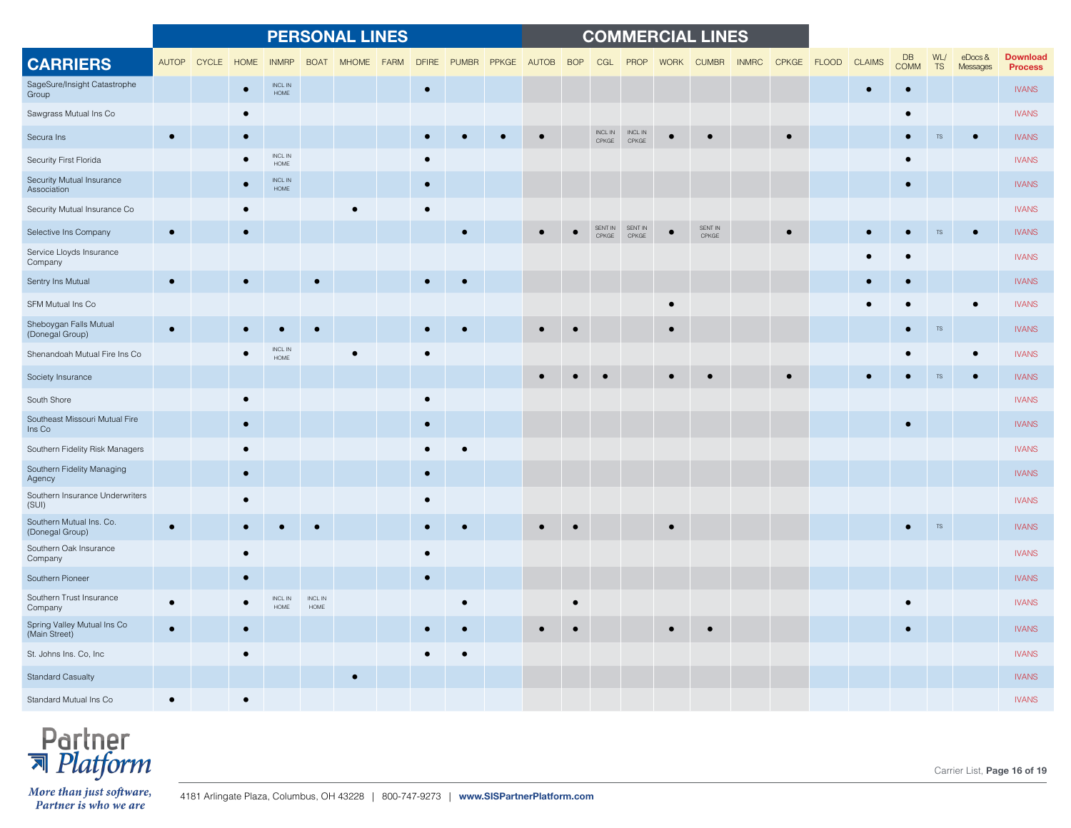| | PERSONAL LINES | | | | | | | | | | COMMERCIAL LINES | | | | | | | | | | | | | | |
|---|---|---|---|---|---|---|---|---|---|---|---|---|---|---|---|---|---|---|---|---|---|---|---|---|---|
| **CARRIERS** | AUTOP | CYCLE | HOME | INMRP | BOAT | MHOME | FARM | DFIRE | PUMBR | PPKGE | AUTOB | BOP | CGL | PROP | WORK | CUMBR | INMRC | CPKGE | FLOOD | CLAIMS | DB COMM | WL/ TS | eDocs & Messages | **Download Process** |
| SageSure/Insight Catastrophe Group | | | ● | INCL IN HOME | | | | ● | | | | | | | | | | | | ● | ● | | | IVANS |
| Sawgrass Mutual Ins Co | | | ● | | | | | | | | | | | | | | | | | | ● | | | IVANS |
| Secura Ins | ● | | ● | | | | | ● | ● | ● | ● | | INCL IN CPKGE | INCL IN CPKGE | ● | ● | | ● | | | ● | TS | ● | IVANS |
| Security First Florida | | | ● | INCL IN HOME | | | | ● | | | | | | | | | | | | | ● | | | IVANS |
| Security Mutual Insurance Association | | | ● | INCL IN HOME | | | | ● | | | | | | | | | | | | | ● | | | IVANS |
| Security Mutual Insurance Co | | | ● | | | ● | | ● | | | | | | | | | | | | | | | | IVANS |
| Selective Ins Company | ● | | ● | | | | | | ● | | ● | ● | SENT IN CPKGE | SENT IN CPKGE | ● | SENT IN CPKGE | | ● | | ● | ● | TS | ● | IVANS |
| Service Lloyds Insurance Company | | | | | | | | | | | | | | | | | | | | ● | ● | | | IVANS |
| Sentry Ins Mutual | ● | | ● | | ● | | | ● | ● | | | | | | | | | | | ● | ● | | | IVANS |
| SFM Mutual Ins Co | | | | | | | | | | | | | | | ● | | | | | ● | ● | | ● | IVANS |
| Sheboygan Falls Mutual (Donegal Group) | ● | | ● | ● | ● | | | ● | ● | | ● | ● | | | ● | | | | | | ● | TS | | IVANS |
| Shenandoah Mutual Fire Ins Co | | | ● | INCL IN HOME | | ● | | ● | | | | | | | | | | | | | ● | | ● | IVANS |
| Society Insurance | | | | | | | | | | | ● | ● | ● | | ● | ● | | ● | | ● | ● | TS | ● | IVANS |
| South Shore | | | ● | | | | | ● | | | | | | | | | | | | | | | | IVANS |
| Southeast Missouri Mutual Fire Ins Co | | | ● | | | | | ● | | | | | | | | | | | | | ● | | | IVANS |
| Southern Fidelity Risk Managers | | | ● | | | | | ● | ● | | | | | | | | | | | | | | | IVANS |
| Southern Fidelity Managing Agency | | | ● | | | | | ● | | | | | | | | | | | | | | | | IVANS |
| Southern Insurance Underwriters (SUI) | | | ● | | | | | ● | | | | | | | | | | | | | | | | IVANS |
| Southern Mutual Ins. Co. (Donegal Group) | ● | | ● | ● | ● | | | ● | ● | | ● | ● | | | ● | | | | | | ● | TS | | IVANS |
| Southern Oak Insurance Company | | | ● | | | | | ● | | | | | | | | | | | | | | | | IVANS |
| Southern Pioneer | | | ● | | | | | ● | | | | | | | | | | | | | | | | IVANS |
| Southern Trust Insurance Company | ● | | ● | INCL IN HOME | INCL IN HOME | | | | ● | | | ● | | | | | | | | | ● | | | IVANS |
| Spring Valley Mutual Ins Co (Main Street) | ● | | ● | | | | | ● | ● | | ● | ● | | | ● | ● | | | | | ● | | | IVANS |
| St. Johns Ins. Co, Inc | | | ● | | | | | ● | ● | | | | | | | | | | | | | | | IVANS |
| Standard Casualty | | | | | | ● | | | | | | | | | | | | | | | | | | IVANS |
| Standard Mutual Ins Co | ● | | ● | | | | | | | | | | | | | | | | | | | | | IVANS |

Partner Platform

*More than just software, Partner is who we are*

4181 Arlingate Plaza, Columbus, OH 43228 | 800-747-9273 | **www.SISPartnerPlatform.com**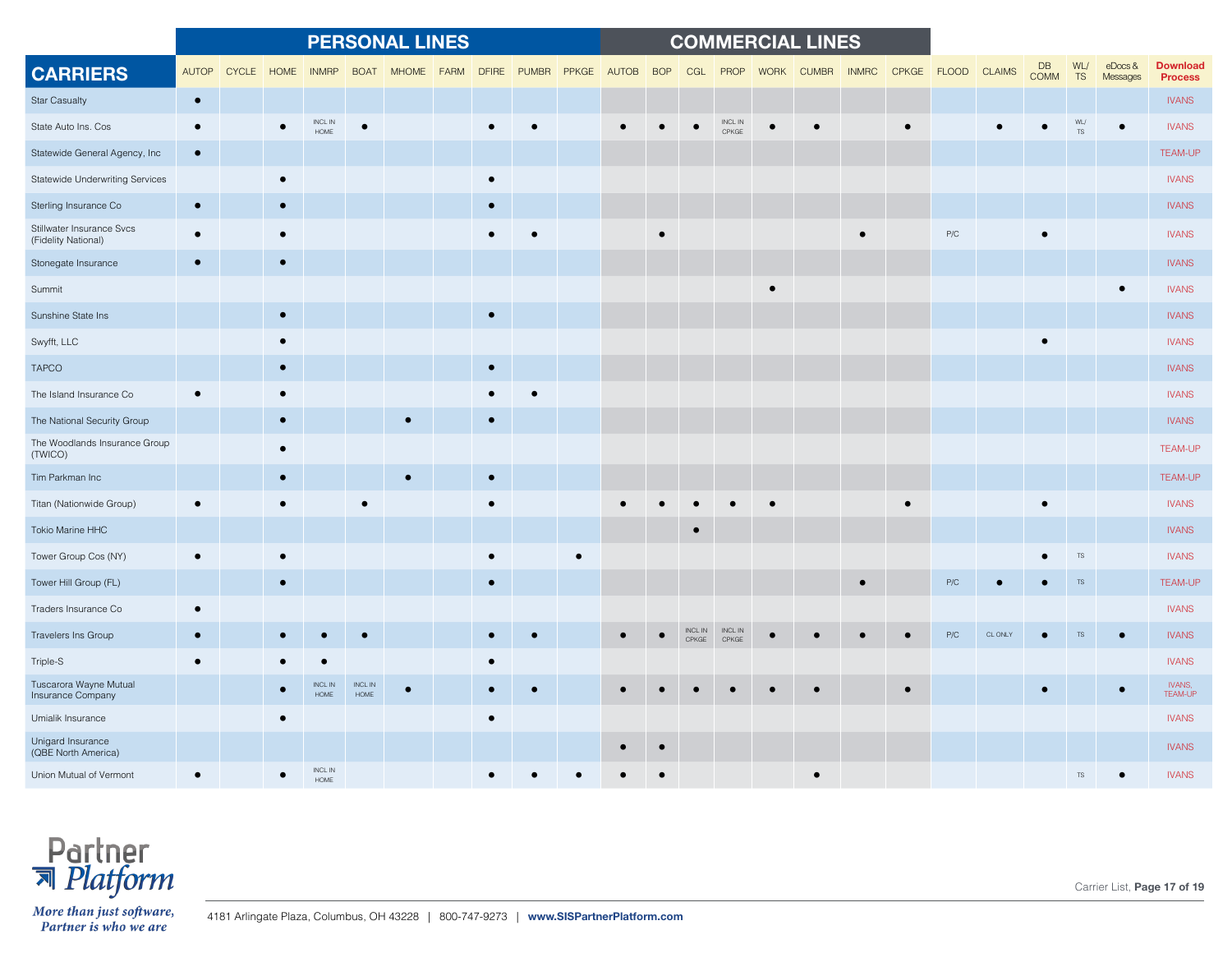| CARRIERS | PERSONAL LINES | | | | | | | | | | COMMERCIAL LINES | | | | | | | | | | | | | | |
|---|---|---|---|---|---|---|---|---|---|---|---|---|---|---|---|---|---|---|---|---|---|---|---|---|---|
| | AUTOP | CYCLE | HOME | INMRP | BOAT | MHOME | FARM | DFIRE | PUMBR | PPKGE | AUTOB | BOP | CGL | PROP | WORK | CUMBR | INMRC | CPKGE | FLOOD | CLAIMS | DB COMM | WL/ TS | eDocs & Messages | Download Process |
| Star Casualty | ● | | | | | | | | | | | | | | | | | | | | | | | IVANS |
| State Auto Ins. Cos | ● | | ● | INCL IN HOME | ● | | | ● | ● | | ● | ● | ● | INCL IN CPKGE | ● | ● | | ● | | ● | ● | WL/ TS | ● | IVANS |
| Statewide General Agency, Inc | ● | | | | | | | | | | | | | | | | | | | | | | | TEAM-UP |
| Statewide Underwriting Services | | | ● | | | | | ● | | | | | | | | | | | | | | | | IVANS |
| Sterling Insurance Co | ● | | ● | | | | | ● | | | | | | | | | | | | | | | | IVANS |
| Stillwater Insurance Svcs (Fidelity National) | ● | | ● | | | | | ● | ● | | | ● | | | | | ● | | P/C | | ● | | | IVANS |
| Stonegate Insurance | ● | | ● | | | | | | | | | | | | | | | | | | | | | IVANS |
| Summit | | | | | | | | | | | | | | | ● | | | | | | | | ● | IVANS |
| Sunshine State Ins | | | ● | | | | | ● | | | | | | | | | | | | | | | | IVANS |
| Swyfft, LLC | | | ● | | | | | | | | | | | | | | | | | | ● | | | IVANS |
| TAPCO | | | ● | | | | | ● | | | | | | | | | | | | | | | | IVANS |
| The Island Insurance Co | ● | | ● | | | | | ● | ● | | | | | | | | | | | | | | | IVANS |
| The National Security Group | | | ● | | | ● | | ● | | | | | | | | | | | | | | | | IVANS |
| The Woodlands Insurance Group (TWICO) | | | ● | | | | | | | | | | | | | | | | | | | | | TEAM-UP |
| Tim Parkman Inc | | | ● | | | ● | | ● | | | | | | | | | | | | | | | | TEAM-UP |
| Titan (Nationwide Group) | ● | | ● | | ● | | | ● | | | ● | ● | ● | ● | ● | | | ● | | | ● | | | IVANS |
| Tokio Marine HHC | | | | | | | | | | | | | ● | | | | | | | | | | | IVANS |
| Tower Group Cos (NY) | ● | | ● | | | | | ● | | ● | | | | | | | | | | | ● | TS | | IVANS |
| Tower Hill Group (FL) | | | ● | | | | | ● | | | | | | | | | ● | | P/C | ● | ● | TS | | TEAM-UP |
| Traders Insurance Co | ● | | | | | | | | | | | | | | | | | | | | | | | IVANS |
| Travelers Ins Group | ● | | ● | ● | ● | | | ● | ● | | ● | ● | INCL IN CPKGE | INCL IN CPKGE | ● | ● | ● | ● | P/C | CL ONLY | ● | TS | ● | IVANS |
| Triple-S | ● | | ● | ● | | | | ● | | | | | | | | | | | | | | | | IVANS |
| Tuscarora Wayne Mutual Insurance Company | | | ● | INCL IN HOME | INCL IN HOME | ● | | ● | ● | | ● | ● | ● | ● | ● | ● | | ● | | | ● | | ● | IVANS, TEAM-UP |
| Umialik Insurance | | | ● | | | | | ● | | | | | | | | | | | | | | | | IVANS |
| Unigard Insurance (QBE North America) | | | | | | | | | | | ● | ● | | | | | | | | | | | | IVANS |
| Union Mutual of Vermont | ● | | ● | INCL IN HOME | | | | ● | ● | ● | ● | ● | | | | ● | | | | | | TS | ● | IVANS |

Partner Platform
*More than just software, Partner is who we are*

4181 Arlingate Plaza, Columbus, OH 43228 | 800-747-9273 | **www.SISPartnerPlatform.com**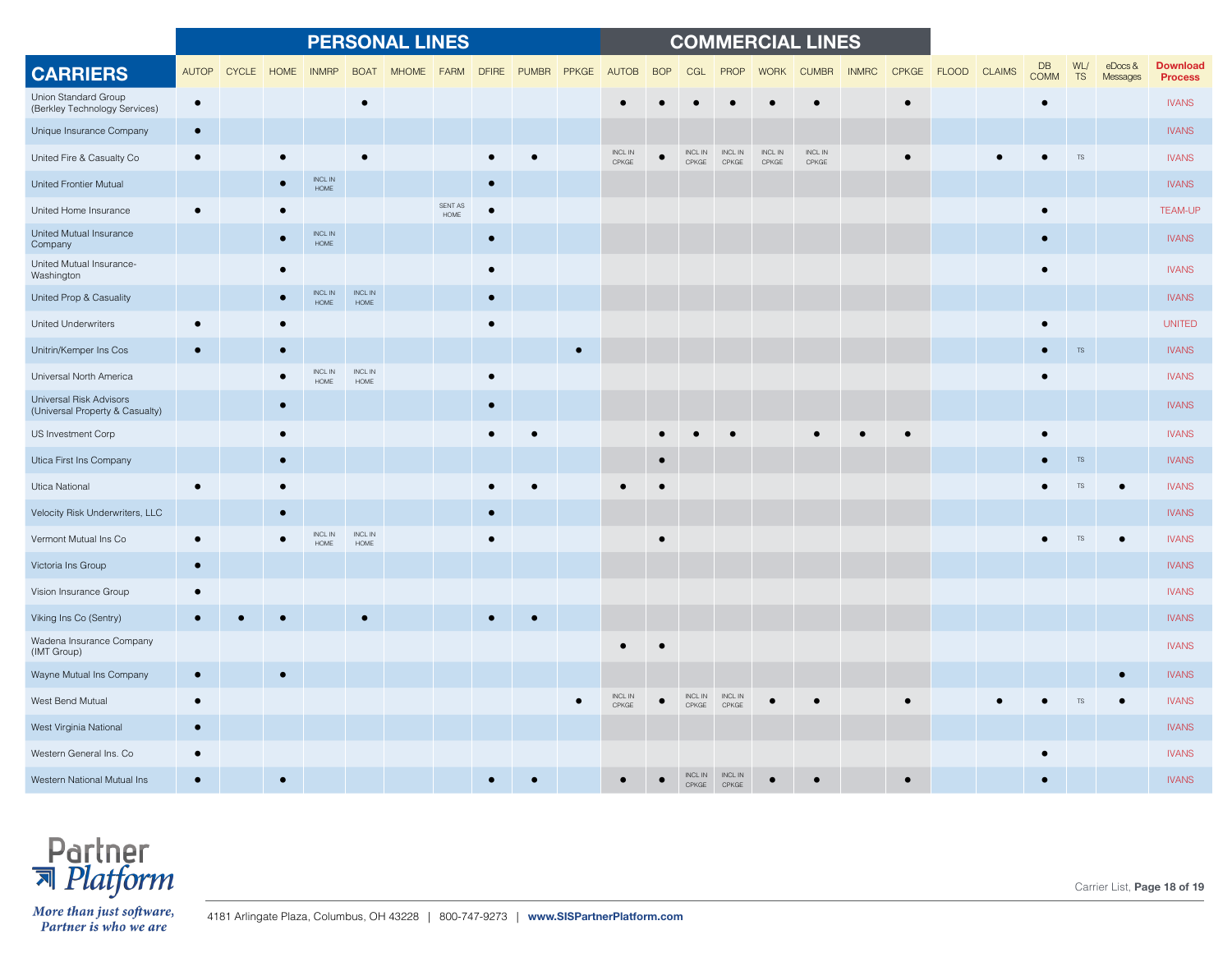| CARRIERS | PERSONAL LINES | | | | | | | | | | COMMERCIAL LINES | | | | | | | | | | | | | | |
|---|---|---|---|---|---|---|---|---|---|---|---|---|---|---|---|---|---|---|---|---|---|---|---|---|---|
| | AUTOP | CYCLE | HOME | INMRP | BOAT | MHOME | FARM | DFIRE | PUMBR | PPKGE | AUTOB | BOP | CGL | PROP | WORK | CUMBR | INMRC | CPKGE | FLOOD | CLAIMS | DB COMM | WL/TS | eDocs & Messages | **Download Process** |
| Union Standard Group (Berkley Technology Services) | ● | | | | ● | | | | | | ● | ● | ● | ● | ● | ● | | ● | | | ● | | | IVANS |
| Unique Insurance Company | ● | | | | | | | | | | | | | | | | | | | | | | | IVANS |
| United Fire & Casualty Co | ● | | ● | | ● | | | ● | ● | | INCL IN CPKGE | ● | INCL IN CPKGE | INCL IN CPKGE | INCL IN CPKGE | INCL IN CPKGE | | ● | | ● | ● | TS | | IVANS |
| United Frontier Mutual | | | ● | INCL IN HOME | | | | ● | | | | | | | | | | | | | | | | IVANS |
| United Home Insurance | ● | | ● | | | | SENT AS HOME | ● | | | | | | | | | | | | | ● | | | TEAM-UP |
| United Mutual Insurance Company | | | ● | INCL IN HOME | | | | ● | | | | | | | | | | | | | ● | | | IVANS |
| United Mutual Insurance-Washington | | | ● | | | | | ● | | | | | | | | | | | | | ● | | | IVANS |
| United Prop & Casuality | | | ● | INCL IN HOME | INCL IN HOME | | | ● | | | | | | | | | | | | | | | | IVANS |
| United Underwriters | ● | | ● | | | | | ● | | | | | | | | | | | | | ● | | | UNITED |
| Unitrin/Kemper Ins Cos | ● | | ● | | | | | | | ● | | | | | | | | | | | ● | TS | | IVANS |
| Universal North America | | | ● | INCL IN HOME | INCL IN HOME | | | ● | | | | | | | | | | | | | ● | | | IVANS |
| Universal Risk Advisors (Universal Property & Casualty) | | | ● | | | | | ● | | | | | | | | | | | | | | | | IVANS |
| US Investment Corp | | | ● | | | | | ● | ● | | | ● | ● | ● | | ● | ● | ● | | | ● | | | IVANS |
| Utica First Ins Company | | | ● | | | | | | | | | ● | | | | | | | | | ● | TS | | IVANS |
| Utica National | ● | | ● | | | | | ● | ● | | ● | ● | | | | | | | | | ● | TS | ● | IVANS |
| Velocity Risk Underwriters, LLC | | | ● | | | | | ● | | | | | | | | | | | | | | | | IVANS |
| Vermont Mutual Ins Co | ● | | ● | INCL IN HOME | INCL IN HOME | | | ● | | | | ● | | | | | | | | | ● | TS | ● | IVANS |
| Victoria Ins Group | ● | | | | | | | | | | | | | | | | | | | | | | | IVANS |
| Vision Insurance Group | ● | | | | | | | | | | | | | | | | | | | | | | | IVANS |
| Viking Ins Co (Sentry) | ● | ● | ● | | ● | | | ● | ● | | | | | | | | | | | | | | | IVANS |
| Wadena Insurance Company (IMT Group) | | | | | | | | | | | ● | ● | | | | | | | | | | | | IVANS |
| Wayne Mutual Ins Company | ● | | ● | | | | | | | | | | | | | | | | | | | | ● | IVANS |
| West Bend Mutual | ● | | | | | | | | | ● | INCL IN CPKGE | ● | INCL IN CPKGE | INCL IN CPKGE | ● | ● | | ● | | ● | ● | TS | ● | IVANS |
| West Virginia National | ● | | | | | | | | | | | | | | | | | | | | | | | IVANS |
| Western General Ins. Co | ● | | | | | | | | | | | | | | | | | | | | ● | | | IVANS |
| Western National Mutual Ins | ● | | ● | | | | | ● | ● | | ● | ● | INCL IN CPKGE | INCL IN CPKGE | ● | ● | | ● | | | ● | | | IVANS |

Partner Platform

*More than just software, Partner is who we are*

4181 Arlingate Plaza, Columbus, OH 43228 | 800-747-9273 | **www.SISPartnerPlatform.com**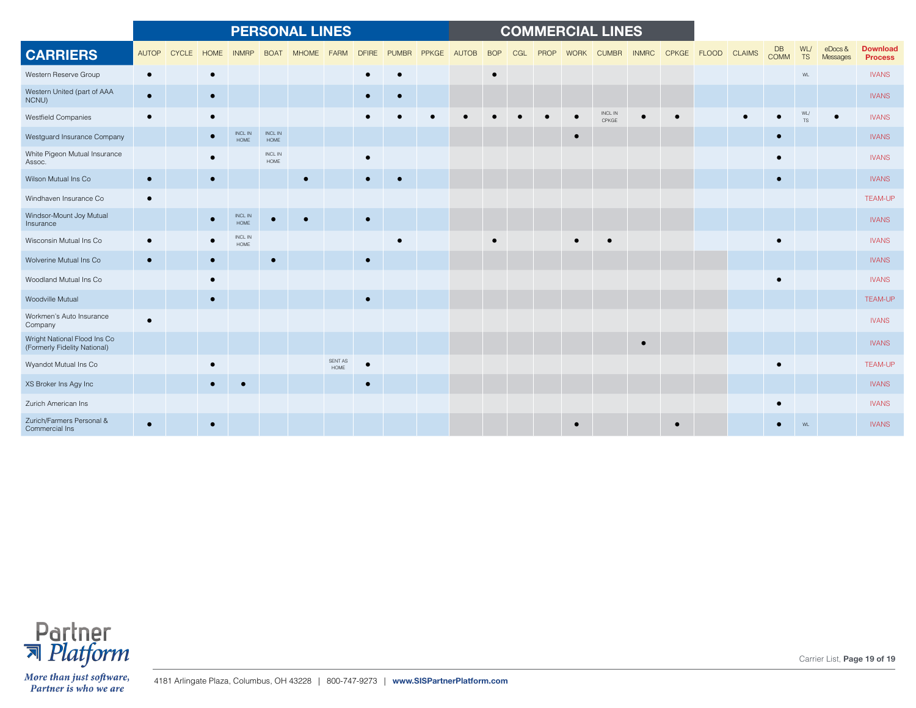| CARRIERS | PERSONAL LINES | | | | | | | | | | COMMERCIAL LINES | | | | | | | | | | | | | |
|---|---|---|---|---|---|---|---|---|---|---|---|---|---|---|---|---|---|---|---|---|---|---|---|---|
| | AUTOP | CYCLE | HOME | INMRP | BOAT | MHOME | FARM | DFIRE | PUMBR | PPKGE | AUTOB | BOP | CGL | PROP | WORK | CUMBR | INMRC | CPKGE | FLOOD | CLAIMS | DB COMM | WL/ TS | eDocs & Messages | Download Process |
| Western Reserve Group | ● | | ● | | | | | ● | ● | | | ● | | | | | | | | | | WL | | IVANS |
| Western United (part of AAA NCNU) | ● | | ● | | | | | ● | ● | | | | | | | | | | | | | | | IVANS |
| Westfield Companies | ● | | ● | | | | | ● | ● | ● | ● | ● | ● | ● | ● | INCL IN CPKGE | ● | ● | | ● | ● | WL/ TS | ● | IVANS |
| Westguard Insurance Company | | | ● | INCL IN HOME | INCL IN HOME | | | | | | | | | | ● | | | | | | ● | | | IVANS |
| White Pigeon Mutual Insurance Assoc. | | | ● | | INCL IN HOME | | | ● | | | | | | | | | | | | | ● | | | IVANS |
| Wilson Mutual Ins Co | ● | | ● | | | ● | | ● | ● | | | | | | | | | | | | ● | | | IVANS |
| Windhaven Insurance Co | ● | | | | | | | | | | | | | | | | | | | | | | | TEAM-UP |
| Windsor-Mount Joy Mutual Insurance | | | ● | INCL IN HOME | ● | ● | | ● | | | | | | | | | | | | | | | | IVANS |
| Wisconsin Mutual Ins Co | ● | | ● | INCL IN HOME | | | | | ● | | | ● | | | ● | ● | | | | | ● | | | IVANS |
| Wolverine Mutual Ins Co | ● | | ● | | ● | | | ● | | | | | | | | | | | | | | | | IVANS |
| Woodland Mutual Ins Co | | | ● | | | | | | | | | | | | | | | | | | ● | | | IVANS |
| Woodville Mutual | | | ● | | | | | ● | | | | | | | | | | | | | | | | TEAM-UP |
| Workmen's Auto Insurance Company | ● | | | | | | | | | | | | | | | | | | | | | | | IVANS |
| Wright National Flood Ins Co (Formerly Fidelity National) | | | | | | | | | | | | | | | | | ● | | | | | | | IVANS |
| Wyandot Mutual Ins Co | | | ● | | | | SENT AS HOME | ● | | | | | | | | | | | | | ● | | | TEAM-UP |
| XS Broker Ins Agy Inc | | | ● | ● | | | | ● | | | | | | | | | | | | | | | | IVANS |
| Zurich American Ins | | | | | | | | | | | | | | | | | | | | | ● | | | IVANS |
| Zurich/Farmers Personal & Commercial Ins | ● | | ● | | | | | | | | | | | | ● | | | ● | | | ● | WL | | IVANS |

Partner Platform

*More than just software, Partner is who we are*

4181 Arlingate Plaza, Columbus, OH 43228 | 800-747-9273 | **www.SISPartnerPlatform.com**